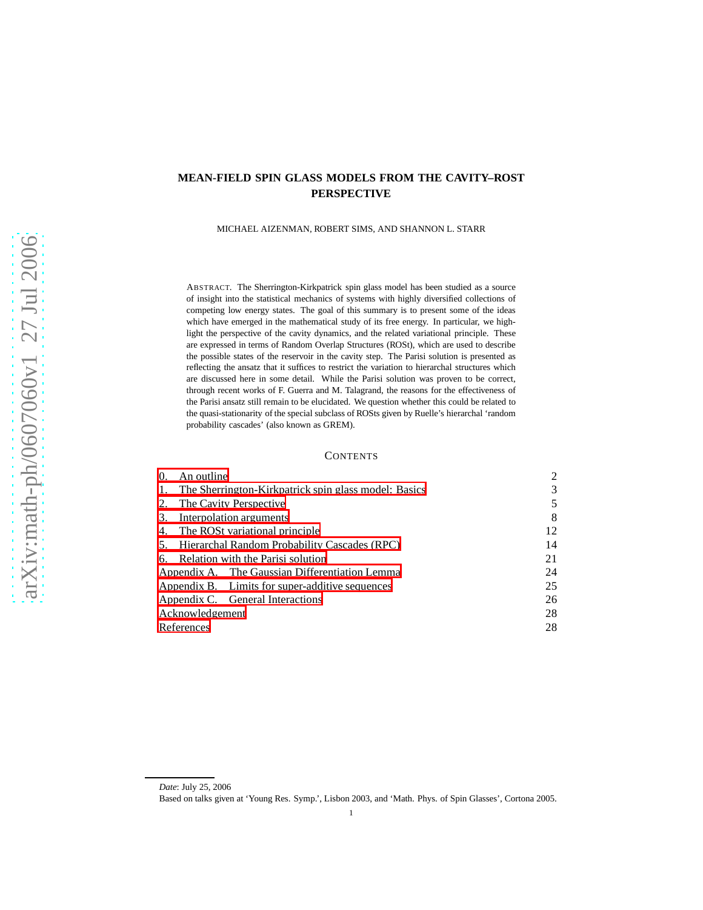# MEAN-FIELD SPIN GLASS MODELS FROM THE CAVITY–ROST PERSPECTIVE

MICHAEL AIZENMAN, ROBERT SIMS, AND SHANNON L. STARR

ABSTRACT. The Sherrington-Kirkpatrick spin glass model has been studied as a source of insight into the statistical mechanics of systems with highly diversified collections of competing low energy states. The goal of this summary is to present some of the ideas which have emerged in the mathematical study of its free energy. In particular, we highlight the perspective of the cavity dynamics, and the related variational principle. These are expressed in terms of Random Overlap Structures (ROSt), which are used to describe the possible states of the reservoir in the cavity step. The Parisi solution is presented as reflecting the ansatz that it suffices to restrict the variation to hierarchal structures which are discussed here in some detail. While the Parisi solution was proven to be correct, through recent works of F. Guerra and M. Talagrand, the reasons for the effectiveness of the Parisi ansatz still remain to be elucidated. We question whether this could be related to the quasi-stationarity of the special subclass of ROSts given by Ruelle's hierarchal 'random probability cascades' (also known as GREM).

## CONTENTS

| | |
|---|---|
| 0. An outline | 2 |
| 1. The Sherrington-Kirkpatrick spin glass model: Basics | 3 |
| 2. The Cavity Perspective | 5 |
| 3. Interpolation arguments | 8 |
| 4. The ROSt variational principle | 12 |
| 5. Hierarchal Random Probability Cascades (RPC) | 14 |
| 6. Relation with the Parisi solution | 21 |
| Appendix A. The Gaussian Differentiation Lemma | 24 |
| Appendix B. Limits for super-additive sequences | 25 |
| Appendix C. General Interactions | 26 |
| Acknowledgement | 28 |
| References | 28 |

*Date*: July 25, 2006

Based on talks given at 'Young Res. Symp.', Lisbon 2003, and 'Math. Phys. of Spin Glasses', Cortona 2005.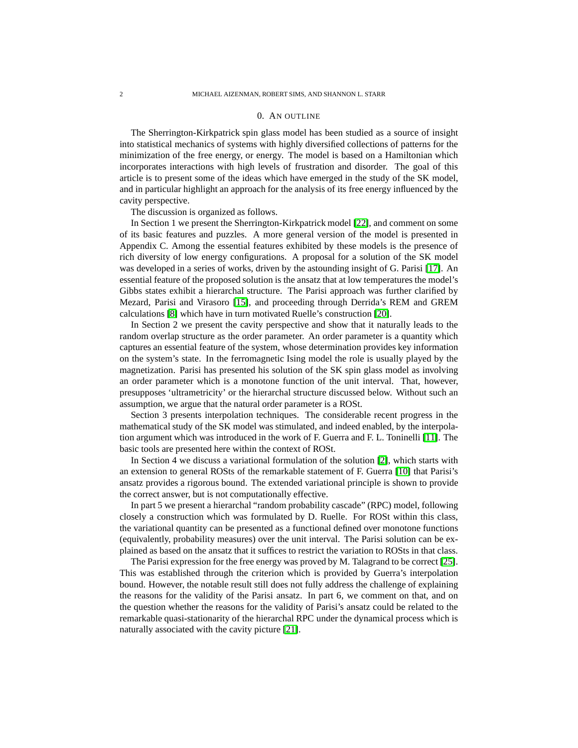## 0. An outline

The Sherrington-Kirkpatrick spin glass model has been studied as a source of insight into statistical mechanics of systems with highly diversified collections of patterns for the minimization of the free energy, or energy. The model is based on a Hamiltonian which incorporates interactions with high levels of frustration and disorder. The goal of this article is to present some of the ideas which have emerged in the study of the SK model, and in particular highlight an approach for the analysis of its free energy influenced by the cavity perspective.

The discussion is organized as follows.

In Section 1 we present the Sherrington-Kirkpatrick model [22], and comment on some of its basic features and puzzles. A more general version of the model is presented in Appendix C. Among the essential features exhibited by these models is the presence of rich diversity of low energy configurations. A proposal for a solution of the SK model was developed in a series of works, driven by the astounding insight of G. Parisi [17]. An essential feature of the proposed solution is the ansatz that at low temperatures the model's Gibbs states exhibit a hierarchal structure. The Parisi approach was further clarified by Mezard, Parisi and Virasoro [15], and proceeding through Derrida's REM and GREM calculations [8] which have in turn motivated Ruelle's construction [20].

In Section 2 we present the cavity perspective and show that it naturally leads to the random overlap structure as the order parameter. An order parameter is a quantity which captures an essential feature of the system, whose determination provides key information on the system's state. In the ferromagnetic Ising model the role is usually played by the magnetization. Parisi has presented his solution of the SK spin glass model as involving an order parameter which is a monotone function of the unit interval. That, however, presupposes 'ultrametricity' or the hierarchal structure discussed below. Without such an assumption, we argue that the natural order parameter is a ROSt.

Section 3 presents interpolation techniques. The considerable recent progress in the mathematical study of the SK model was stimulated, and indeed enabled, by the interpolation argument which was introduced in the work of F. Guerra and F. L. Toninelli [11]. The basic tools are presented here within the context of ROSt.

In Section 4 we discuss a variational formulation of the solution [2], which starts with an extension to general ROSts of the remarkable statement of F. Guerra [10] that Parisi's ansatz provides a rigorous bound. The extended variational principle is shown to provide the correct answer, but is not computationally effective.

In part 5 we present a hierarchal "random probability cascade" (RPC) model, following closely a construction which was formulated by D. Ruelle. For ROSt within this class, the variational quantity can be presented as a functional defined over monotone functions (equivalently, probability measures) over the unit interval. The Parisi solution can be explained as based on the ansatz that it suffices to restrict the variation to ROSts in that class.

The Parisi expression for the free energy was proved by M. Talagrand to be correct [25]. This was established through the criterion which is provided by Guerra's interpolation bound. However, the notable result still does not fully address the challenge of explaining the reasons for the validity of the Parisi ansatz. In part 6, we comment on that, and on the question whether the reasons for the validity of Parisi's ansatz could be related to the remarkable quasi-stationarity of the hierarchal RPC under the dynamical process which is naturally associated with the cavity picture [21].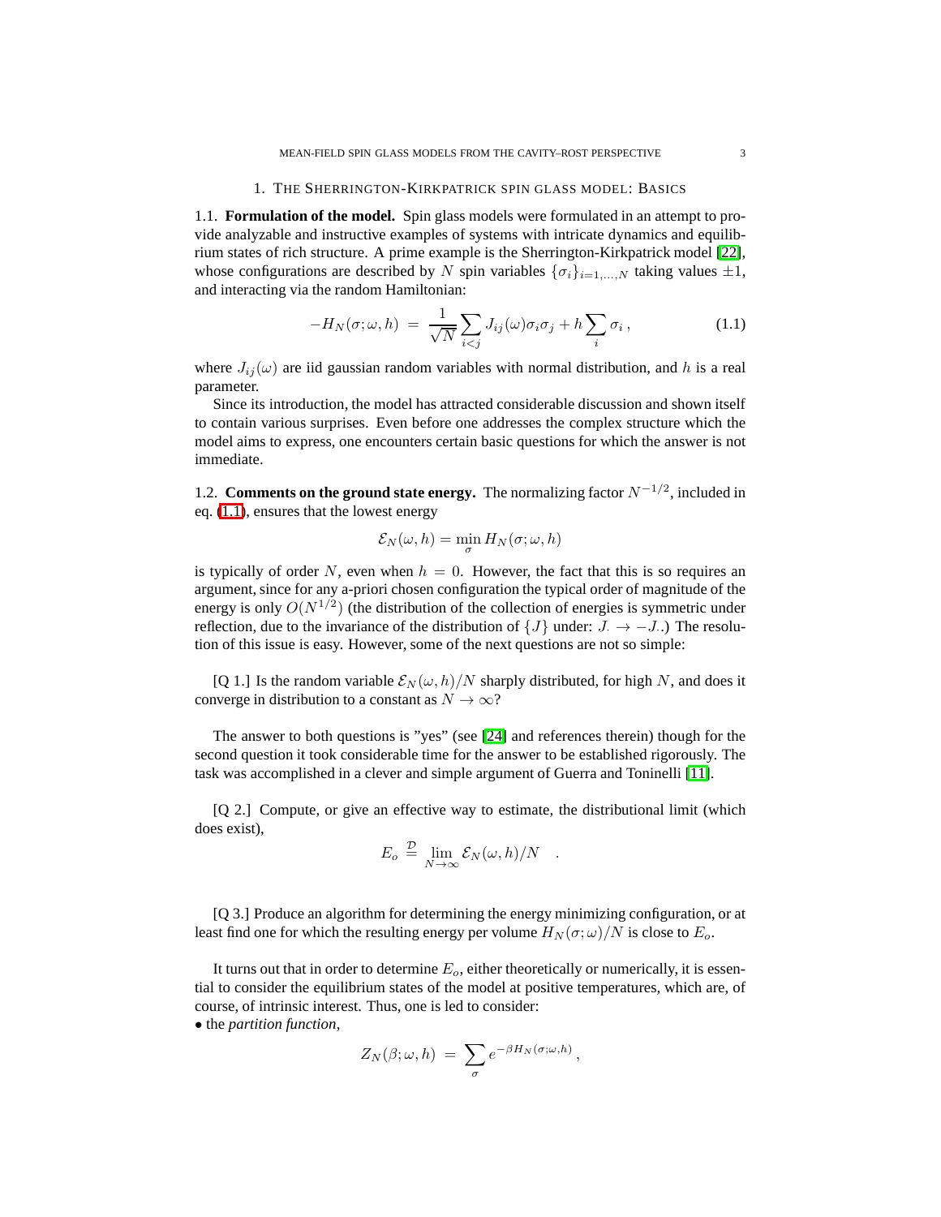## 1. The Sherrington-Kirkpatrick spin glass model: Basics

### 1.1. **Formulation of the model.**

Spin glass models were formulated in an attempt to provide analyzable and instructive examples of systems with intricate dynamics and equilibrium states of rich structure. A prime example is the Sherrington-Kirkpatrick model [22], whose configurations are described by $N$ spin variables $\{\sigma_i\}_{i=1,\ldots,N}$ taking values $\pm 1$, and interacting via the random Hamiltonian:

$$-H_N(\sigma;\omega,h) \;=\; \frac{1}{\sqrt{N}}\sum_{i<j} J_{ij}(\omega)\sigma_i\sigma_j + h\sum_i \sigma_i\,, \tag{1.1}$$

where $J_{ij}(\omega)$ are iid gaussian random variables with normal distribution, and $h$ is a real parameter.

Since its introduction, the model has attracted considerable discussion and shown itself to contain various surprises. Even before one addresses the complex structure which the model aims to express, one encounters certain basic questions for which the answer is not immediate.

### 1.2. **Comments on the ground state energy.**

The normalizing factor $N^{-1/2}$, included in eq. (1.1), ensures that the lowest energy

$$\mathcal{E}_N(\omega,h) = \min_\sigma H_N(\sigma;\omega,h)$$

is typically of order $N$, even when $h=0$. However, the fact that this is so requires an argument, since for any a-priori chosen configuration the typical order of magnitude of the energy is only $O(N^{1/2})$ (the distribution of the collection of energies is symmetric under reflection, due to the invariance of the distribution of $\{J\}$ under: $J_{\cdot\cdot} \to -J_{\cdot\cdot}$.) The resolution of this issue is easy. However, some of the next questions are not so simple:

[Q 1.] Is the random variable $\mathcal{E}_N(\omega,h)/N$ sharply distributed, for high $N$, and does it converge in distribution to a constant as $N\to\infty$?

The answer to both questions is "yes" (see [24] and references therein) though for the second question it took considerable time for the answer to be established rigorously. The task was accomplished in a clever and simple argument of Guerra and Toninelli [11].

[Q 2.] Compute, or give an effective way to estimate, the distributional limit (which does exist),

$$E_o \stackrel{\mathcal{D}}{=} \lim_{N\to\infty} \mathcal{E}_N(\omega,h)/N \quad .$$

[Q 3.] Produce an algorithm for determining the energy minimizing configuration, or at least find one for which the resulting energy per volume $H_N(\sigma;\omega)/N$ is close to $E_o$.

It turns out that in order to determine $E_o$, either theoretically or numerically, it is essential to consider the equilibrium states of the model at positive temperatures, which are, of course, of intrinsic interest. Thus, one is led to consider:

• the *partition function*,

$$Z_N(\beta;\omega,h) \;=\; \sum_\sigma e^{-\beta H_N(\sigma;\omega,h)}\,,$$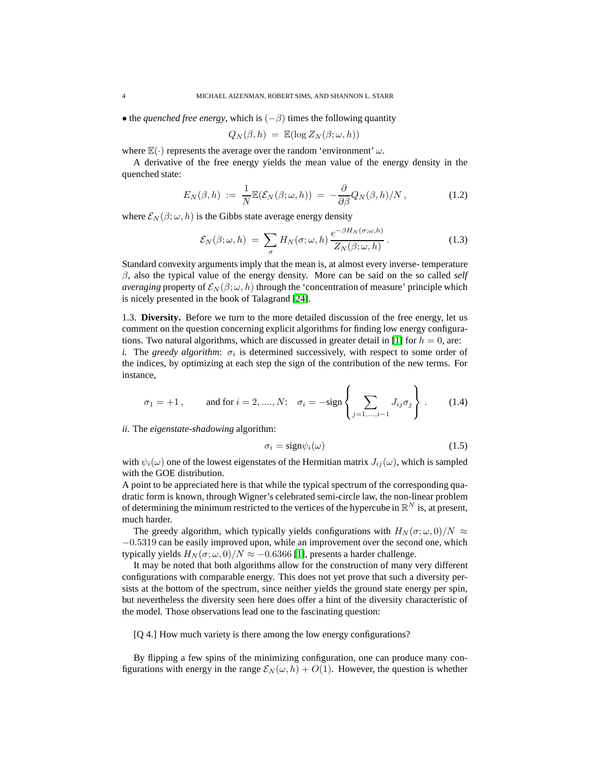• the *quenched free energy*, which is $(-\beta)$ times the following quantity

$$Q_N(\beta, h) \;=\; \mathbb{E}(\log Z_N(\beta;\omega, h))$$

where $\mathbb{E}(\cdot)$ represents the average over the random 'environment' $\omega$.

A derivative of the free energy yields the mean value of the energy density in the quenched state:

$$E_N(\beta, h) \;:=\; \frac{1}{N}\mathbb{E}(\mathcal{E}_N(\beta;\omega, h)) \;=\; -\frac{\partial}{\partial \beta} Q_N(\beta, h)/N\,, \tag{1.2}$$

where $\mathcal{E}_N(\beta;\omega, h)$ is the Gibbs state average energy density

$$\mathcal{E}_N(\beta;\omega, h) \;=\; \sum_{\sigma} H_N(\sigma;\omega, h)\, \frac{e^{-\beta H_N(\sigma;\omega,h)}}{Z_N(\beta;\omega, h)}\,. \tag{1.3}$$

Standard convexity arguments imply that the mean is, at almost every inverse- temperature $\beta$, also the typical value of the energy density. More can be said on the so called *self averaging* property of $\mathcal{E}_N(\beta;\omega, h)$ through the 'concentration of measure' principle which is nicely presented in the book of Talagrand [24].

1.3. **Diversity.** Before we turn to the more detailed discussion of the free energy, let us comment on the question concerning explicit algorithms for finding low energy configurations. Two natural algorithms, which are discussed in greater detail in [1] for $h = 0$, are:

*i.* The *greedy algorithm*: $\sigma_i$ is determined successively, with respect to some order of the indices, by optimizing at each step the sign of the contribution of the new terms. For instance,

$$\sigma_1 = +1\,, \qquad \text{and for } i = 2, ...., N\text{:} \quad \sigma_i = -\text{sign}\left\{ \sum_{j=1,\dots,i-1} J_{ij}\sigma_j \right\}\,. \tag{1.4}$$

*ii.* The *eigenstate-shadowing* algorithm:

$$\sigma_i = \text{sign}\psi_i(\omega) \tag{1.5}$$

with $\psi_i(\omega)$ one of the lowest eigenstates of the Hermitian matrix $J_{ij}(\omega)$, which is sampled with the GOE distribution.

A point to be appreciated here is that while the typical spectrum of the corresponding quadratic form is known, through Wigner's celebrated semi-circle law, the non-linear problem of determining the minimum restricted to the vertices of the hypercube in $\mathbb{R}^N$ is, at present, much harder.

The greedy algorithm, which typically yields configurations with $H_N(\sigma;\omega, 0)/N \approx -0.5319$ can be easily improved upon, while an improvement over the second one, which typically yields $H_N(\sigma;\omega, 0)/N \approx -0.6366$ [1], presents a harder challenge.

It may be noted that both algorithms allow for the construction of many very different configurations with comparable energy. This does not yet prove that such a diversity persists at the bottom of the spectrum, since neither yields the ground state energy per spin, but nevertheless the diversity seen here does offer a hint of the diversity characteristic of the model. Those observations lead one to the fascinating question:

[Q 4.] How much variety is there among the low energy configurations?

By flipping a few spins of the minimizing configuration, one can produce many configurations with energy in the range $\mathcal{E}_N(\omega, h) + O(1)$. However, the question is whether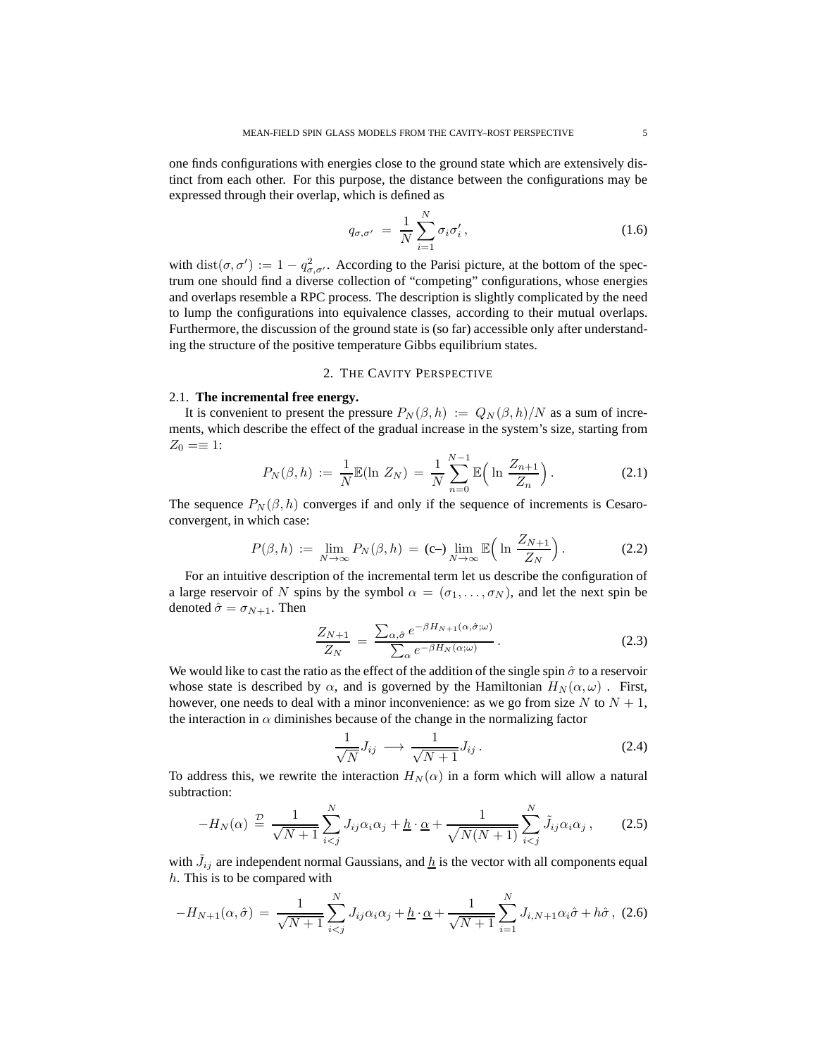one finds configurations with energies close to the ground state which are extensively distinct from each other. For this purpose, the distance between the configurations may be expressed through their overlap, which is defined as

$$q_{\sigma,\sigma'} \;=\; \frac{1}{N}\sum_{i=1}^{N} \sigma_i \sigma_i' \,, \tag{1.6}$$

with $\mathrm{dist}(\sigma,\sigma') := 1 - q_{\sigma,\sigma'}^2$. According to the Parisi picture, at the bottom of the spectrum one should find a diverse collection of "competing" configurations, whose energies and overlaps resemble a RPC process. The description is slightly complicated by the need to lump the configurations into equivalence classes, according to their mutual overlaps. Furthermore, the discussion of the ground state is (so far) accessible only after understanding the structure of the positive temperature Gibbs equilibrium states.

## 2. The Cavity Perspective

### 2.1. **The incremental free energy.**

It is convenient to present the pressure $P_N(\beta,h) := Q_N(\beta,h)/N$ as a sum of increments, which describe the effect of the gradual increase in the system's size, starting from $Z_0 =\equiv 1$:

$$P_N(\beta,h) := \frac{1}{N}\mathbb{E}(\ln\, Z_N) \;=\; \frac{1}{N}\sum_{n=0}^{N-1} \mathbb{E}\Big(\ln\, \frac{Z_{n+1}}{Z_n}\Big)\,. \tag{2.1}$$

The sequence $P_N(\beta,h)$ converges if and only if the sequence of increments is Cesaro-convergent, in which case:

$$P(\beta,h) := \lim_{N\to\infty} P_N(\beta,h) \;=\; \text{(c–)}\lim_{N\to\infty} \mathbb{E}\Big(\ln\, \frac{Z_{N+1}}{Z_N}\Big)\,. \tag{2.2}$$

For an intuitive description of the incremental term let us describe the configuration of a large reservoir of $N$ spins by the symbol $\alpha = (\sigma_1,\ldots,\sigma_N)$, and let the next spin be denoted $\hat{\sigma} = \sigma_{N+1}$. Then

$$\frac{Z_{N+1}}{Z_N} \;=\; \frac{\sum_{\alpha,\hat{\sigma}} e^{-\beta H_{N+1}(\alpha,\hat{\sigma};\omega)}}{\sum_{\alpha} e^{-\beta H_N(\alpha;\omega)}}\,. \tag{2.3}$$

We would like to cast the ratio as the effect of the addition of the single spin $\hat{\sigma}$ to a reservoir whose state is described by $\alpha$, and is governed by the Hamiltonian $H_N(\alpha,\omega)$ . First, however, one needs to deal with a minor inconvenience: as we go from size $N$ to $N+1$, the interaction in $\alpha$ diminishes because of the change in the normalizing factor

$$\frac{1}{\sqrt{N}} J_{ij} \;\longrightarrow\; \frac{1}{\sqrt{N+1}} J_{ij}\,. \tag{2.4}$$

To address this, we rewrite the interaction $H_N(\alpha)$ in a form which will allow a natural subtraction:

$$-H_N(\alpha) \;\stackrel{\mathcal{D}}{=}\; \frac{1}{\sqrt{N+1}}\sum_{i<j}^{N} J_{ij}\alpha_i\alpha_j + \underline{h}\cdot\underline{\alpha} + \frac{1}{\sqrt{N(N+1)}}\sum_{i<j}^{N} \tilde{J}_{ij}\alpha_i\alpha_j\,, \tag{2.5}$$

with $\tilde{J}_{ij}$ are independent normal Gaussians, and $\underline{h}$ is the vector with all components equal $h$. This is to be compared with

$$-H_{N+1}(\alpha,\hat{\sigma}) \;=\; \frac{1}{\sqrt{N+1}}\sum_{i<j}^{N} J_{ij}\alpha_i\alpha_j + \underline{h}\cdot\underline{\alpha} + \frac{1}{\sqrt{N+1}}\sum_{i=1}^{N} J_{i,N+1}\alpha_i\hat{\sigma} + h\hat{\sigma}\,, \tag{2.6}$$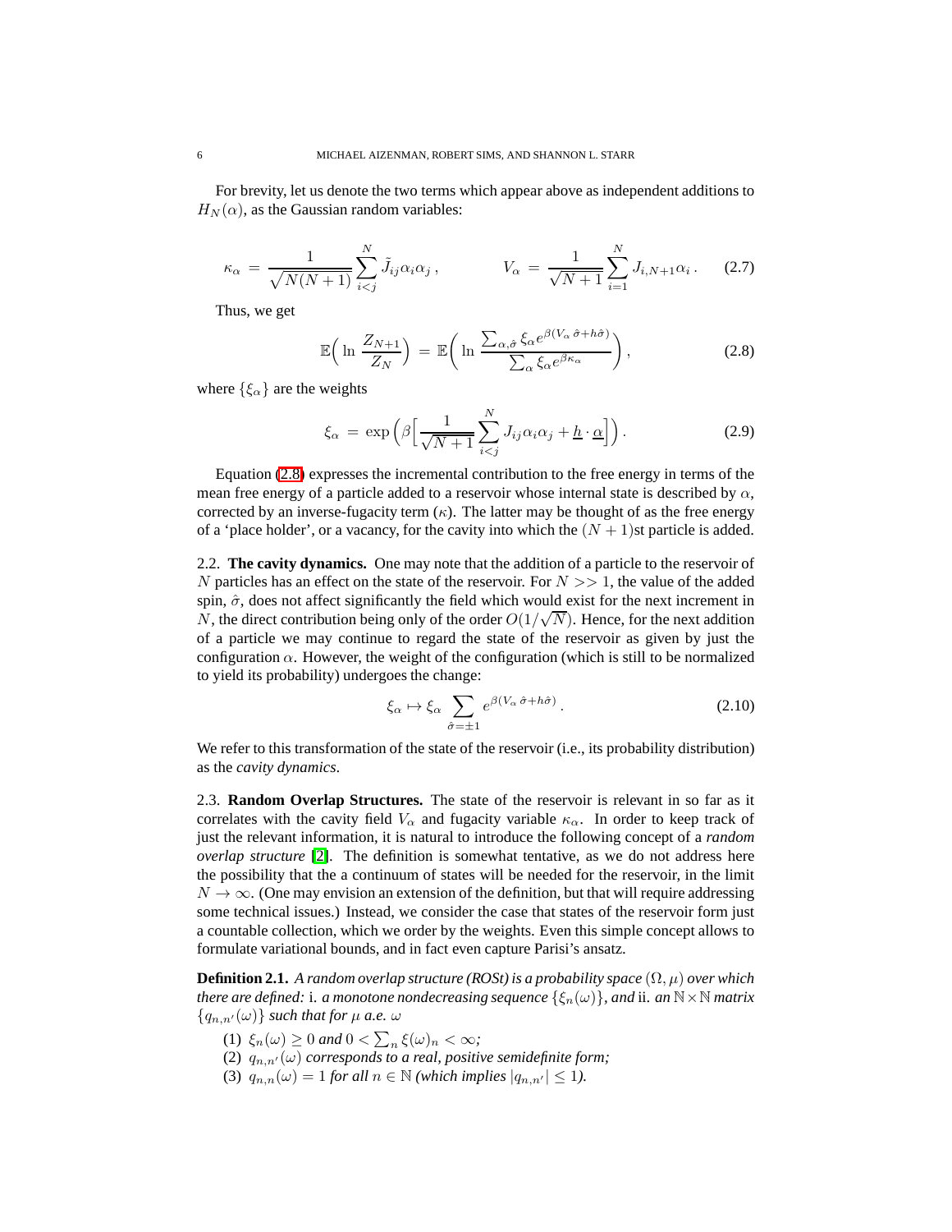For brevity, let us denote the two terms which appear above as independent additions to $H_N(\alpha)$, as the Gaussian random variables:

$$\kappa_\alpha \;=\; \frac{1}{\sqrt{N(N+1)}} \sum_{i<j}^{N} \tilde{J}_{ij}\alpha_i\alpha_j \, , \qquad\qquad V_\alpha \;=\; \frac{1}{\sqrt{N+1}} \sum_{i=1}^{N} J_{i,N+1}\alpha_i \, . \tag{2.7}$$

Thus, we get

$$\mathbb{E}\Big( \ln \frac{Z_{N+1}}{Z_N} \Big) \;=\; \mathbb{E}\bigg( \ln \frac{\sum_{\alpha,\hat{\sigma}} \xi_\alpha e^{\beta (V_\alpha \, \hat{\sigma} + h\hat{\sigma})}}{\sum_\alpha \xi_\alpha e^{\beta \kappa_\alpha}} \bigg) \, , \tag{2.8}$$

where $\{\xi_\alpha\}$ are the weights

$$\xi_\alpha \;=\; \exp\Big( \beta \Big[ \frac{1}{\sqrt{N+1}} \sum_{i<j}^{N} J_{ij}\alpha_i\alpha_j + \underline{h} \cdot \underline{\alpha} \Big] \Big) \, . \tag{2.9}$$

Equation (2.8) expresses the incremental contribution to the free energy in terms of the mean free energy of a particle added to a reservoir whose internal state is described by $\alpha$, corrected by an inverse-fugacity term ($\kappa$). The latter may be thought of as the free energy of a 'place holder', or a vacancy, for the cavity into which the $(N+1)$st particle is added.

2.2. **The cavity dynamics.** One may note that the addition of a particle to the reservoir of $N$ particles has an effect on the state of the reservoir. For $N >> 1$, the value of the added spin, $\hat{\sigma}$, does not affect significantly the field which would exist for the next increment in $N$, the direct contribution being only of the order $O(1/\sqrt{N})$. Hence, for the next addition of a particle we may continue to regard the state of the reservoir as given by just the configuration $\alpha$. However, the weight of the configuration (which is still to be normalized to yield its probability) undergoes the change:

$$\xi_\alpha \mapsto \xi_\alpha \sum_{\hat{\sigma} = \pm 1} e^{\beta (V_\alpha \, \hat{\sigma} + h\hat{\sigma})} \, . \tag{2.10}$$

We refer to this transformation of the state of the reservoir (i.e., its probability distribution) as the *cavity dynamics*.

2.3. **Random Overlap Structures.** The state of the reservoir is relevant in so far as it correlates with the cavity field $V_\alpha$ and fugacity variable $\kappa_\alpha$. In order to keep track of just the relevant information, it is natural to introduce the following concept of a *random overlap structure* [2]. The definition is somewhat tentative, as we do not address here the possibility that the a continuum of states will be needed for the reservoir, in the limit $N \to \infty$. (One may envision an extension of the definition, but that will require addressing some technical issues.) Instead, we consider the case that states of the reservoir form just a countable collection, which we order by the weights. Even this simple concept allows to formulate variational bounds, and in fact even capture Parisi's ansatz.

**Definition 2.1.** *A random overlap structure (ROSt) is a probability space $(\Omega, \mu)$ over which there are defined:* i. *a monotone nondecreasing sequence $\{\xi_n(\omega)\}$, and* ii. *an $\mathbb{N} \times \mathbb{N}$ matrix $\{q_{n,n'}(\omega)\}$ such that for $\mu$ a.e. $\omega$*

1. $\xi_n(\omega) \geq 0$ *and* $0 < \sum_n \xi(\omega)_n < \infty$*;*
2. $q_{n,n'}(\omega)$ *corresponds to a real, positive semidefinite form;*
3. $q_{n,n}(\omega) = 1$ *for all* $n \in \mathbb{N}$ *(which implies* $|q_{n,n'}| \leq 1$*).*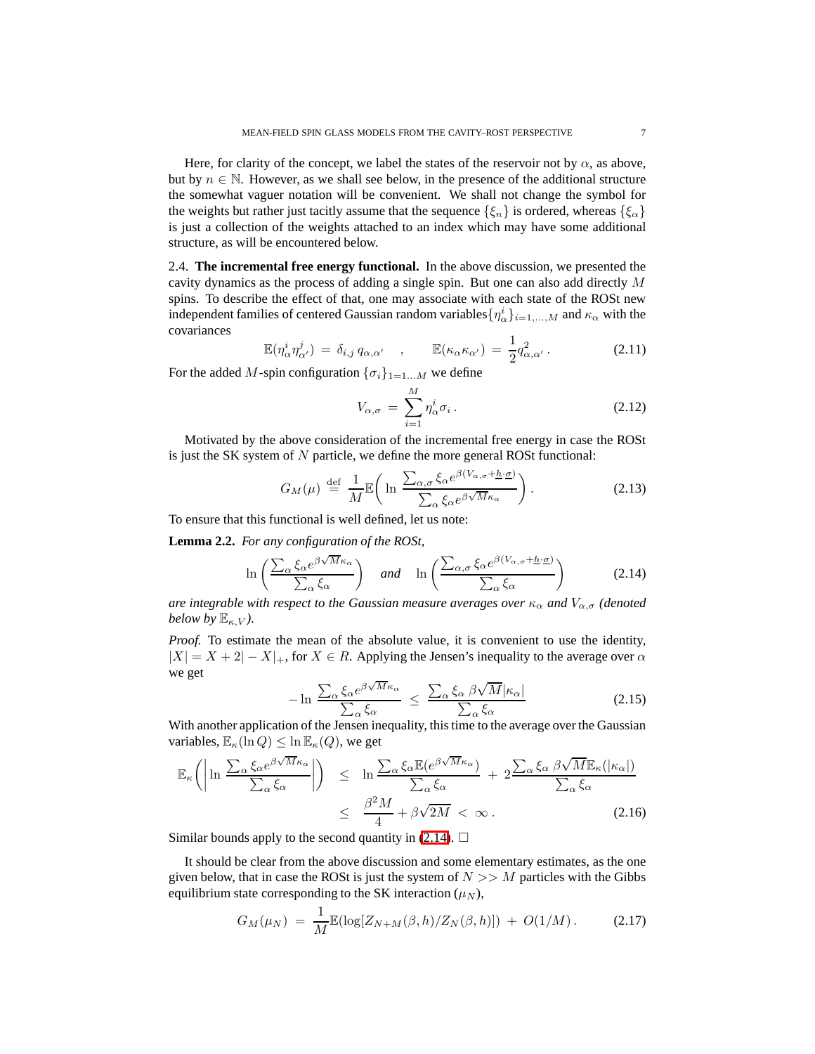Here, for clarity of the concept, we label the states of the reservoir not by $\alpha$, as above, but by $n \in \mathbb{N}$. However, as we shall see below, in the presence of the additional structure the somewhat vaguer notation will be convenient. We shall not change the symbol for the weights but rather just tacitly assume that the sequence $\{\xi_n\}$ is ordered, whereas $\{\xi_\alpha\}$ is just a collection of the weights attached to an index which may have some additional structure, as will be encountered below.

2.4. **The incremental free energy functional.** In the above discussion, we presented the cavity dynamics as the process of adding a single spin. But one can also add directly $M$ spins. To describe the effect of that, one may associate with each state of the ROSt new independent families of centered Gaussian random variables$\{\eta^i_\alpha\}_{i=1,\dots,M}$ and $\kappa_\alpha$ with the covariances

$$\mathbb{E}(\eta^i_\alpha \eta^j_{\alpha'}) \;=\; \delta_{i,j}\, q_{\alpha,\alpha'} \quad , \qquad \mathbb{E}(\kappa_\alpha \kappa_{\alpha'}) \;=\; \frac{1}{2} q^2_{\alpha,\alpha'} \,. \tag{2.11}$$

For the added $M$-spin configuration $\{\sigma_i\}_{1=1\dots M}$ we define

$$V_{\alpha,\sigma} \;=\; \sum_{i=1}^{M} \eta^i_\alpha \sigma_i \,. \tag{2.12}$$

Motivated by the above consideration of the incremental free energy in case the ROSt is just the SK system of $N$ particle, we define the more general ROSt functional:

$$G_M(\mu) \;\stackrel{\text{def}}{=}\; \frac{1}{M}\mathbb{E}\bigg(\ln \frac{\sum_{\alpha,\sigma} \xi_\alpha e^{\beta(V_{\alpha,\sigma} + \underline{h}\cdot\underline{\sigma})}}{\sum_\alpha \xi_\alpha e^{\beta\sqrt{M}\kappa_\alpha}}\bigg) \,. \tag{2.13}$$

To ensure that this functional is well defined, let us note:

**Lemma 2.2.** *For any configuration of the ROSt,*

$$\ln\left(\frac{\sum_\alpha \xi_\alpha e^{\beta\sqrt{M}\kappa_\alpha}}{\sum_\alpha \xi_\alpha}\right) \quad \textit{and} \quad \ln\left(\frac{\sum_{\alpha,\sigma} \xi_\alpha e^{\beta(V_{\alpha,\sigma}+\underline{h}\cdot\underline{\sigma})}}{\sum_\alpha \xi_\alpha}\right) \tag{2.14}$$

*are integrable with respect to the Gaussian measure averages over $\kappa_\alpha$ and $V_{\alpha,\sigma}$ (denoted below by $\mathbb{E}_{\kappa,V}$).*

*Proof.* To estimate the mean of the absolute value, it is convenient to use the identity, $|X| = X + 2|-X|_+$, for $X \in R$. Applying the Jensen's inequality to the average over $\alpha$ we get

$$-\ln \frac{\sum_\alpha \xi_\alpha e^{\beta\sqrt{M}\kappa_\alpha}}{\sum_\alpha \xi_\alpha} \;\leq\; \frac{\sum_\alpha \xi_\alpha \; \beta\sqrt{M}|\kappa_\alpha|}{\sum_\alpha \xi_\alpha} \tag{2.15}$$

With another application of the Jensen inequality, this time to the average over the Gaussian variables, $\mathbb{E}_\kappa(\ln Q) \leq \ln \mathbb{E}_\kappa(Q)$, we get

$$\begin{aligned}
\mathbb{E}_\kappa\bigg(\bigg|\ln \frac{\sum_\alpha \xi_\alpha e^{\beta\sqrt{M}\kappa_\alpha}}{\sum_\alpha \xi_\alpha}\bigg|\bigg) \;&\leq\; \ln \frac{\sum_\alpha \xi_\alpha \mathbb{E}(e^{\beta\sqrt{M}\kappa_\alpha})}{\sum_\alpha \xi_\alpha} \;+\; 2\frac{\sum_\alpha \xi_\alpha \; \beta\sqrt{M}\mathbb{E}_\kappa(|\kappa_\alpha|)}{\sum_\alpha \xi_\alpha} \\
&\leq\; \frac{\beta^2 M}{4} + \beta\sqrt{2M} \;<\; \infty \,.
\end{aligned} \tag{2.16}$$

Similar bounds apply to the second quantity in (2.14). $\square$

It should be clear from the above discussion and some elementary estimates, as the one given below, that in case the ROSt is just the system of $N >> M$ particles with the Gibbs equilibrium state corresponding to the SK interaction ($\mu_N$),

$$G_M(\mu_N) \;=\; \frac{1}{M}\mathbb{E}(\log[Z_{N+M}(\beta,h)/Z_N(\beta,h)]) \;+\; O(1/M) \,. \tag{2.17}$$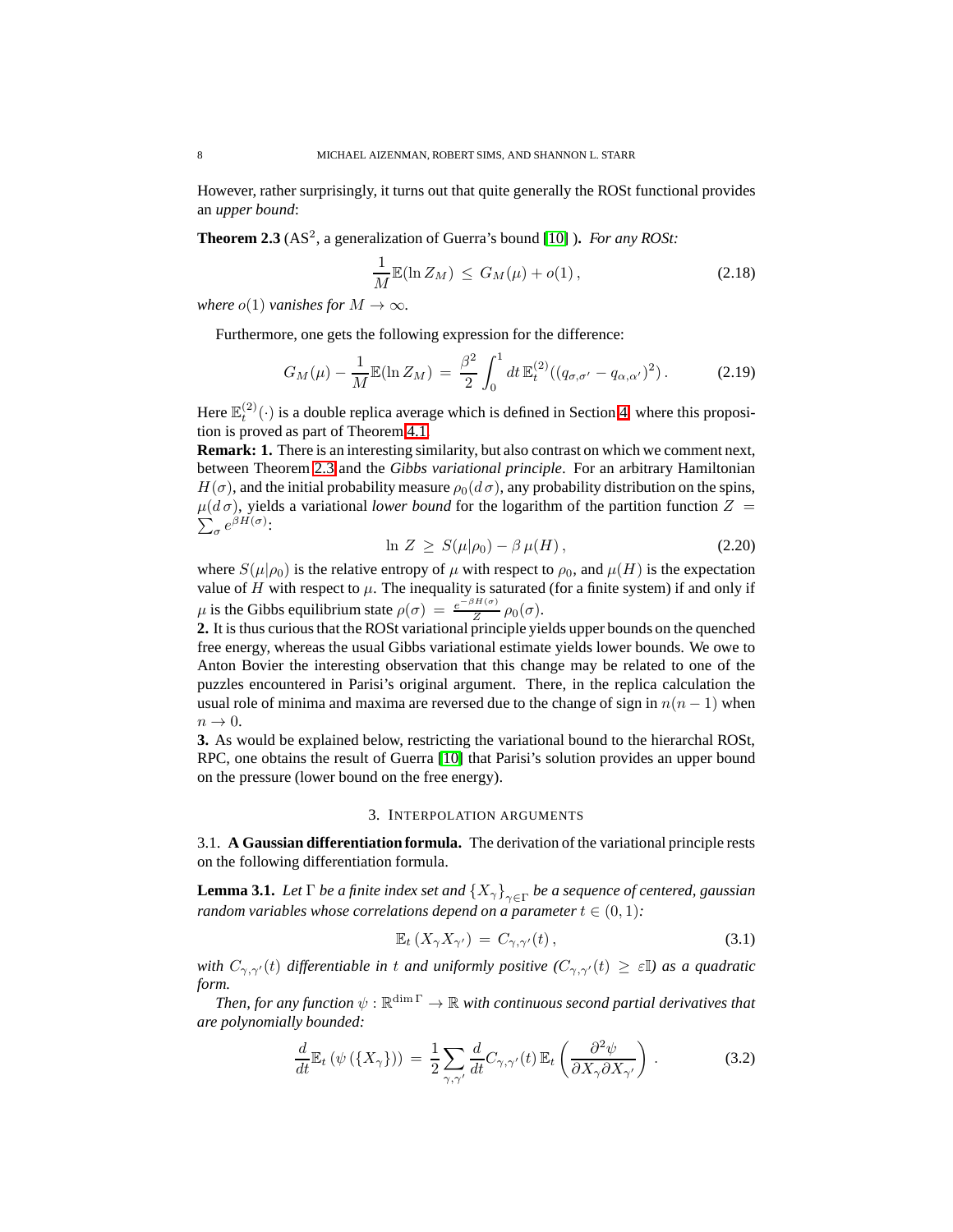However, rather surprisingly, it turns out that quite generally the ROSt functional provides an *upper bound*:

**Theorem 2.3** (AS$^2$, a generalization of Guerra's bound [10] )**.** *For any ROSt:*

$$\frac{1}{M}\mathbb{E}(\ln Z_M) \,\leq\, G_M(\mu) + o(1)\,, \tag{2.18}$$

*where $o(1)$ vanishes for $M \to \infty$.*

Furthermore, one gets the following expression for the difference:

$$G_M(\mu) - \frac{1}{M}\mathbb{E}(\ln Z_M) \,=\, \frac{\beta^2}{2}\int_0^1 dt\, \mathbb{E}_t^{(2)}((q_{\sigma,\sigma'} - q_{\alpha,\alpha'})^2)\,. \tag{2.19}$$

Here $\mathbb{E}_t^{(2)}(\cdot)$ is a double replica average which is defined in Section 4, where this proposition is proved as part of Theorem 4.1.

**Remark: 1.** There is an interesting similarity, but also contrast on which we comment next, between Theorem 2.3 and the *Gibbs variational principle*. For an arbitrary Hamiltonian $H(\sigma)$, and the initial probability measure $\rho_0(d\,\sigma)$, any probability distribution on the spins, $\mu(d\,\sigma)$, yields a variational *lower bound* for the logarithm of the partition function $Z = \sum_\sigma e^{\beta H(\sigma)}$:

$$\ln\, Z \,\geq\, S(\mu|\rho_0) - \beta\,\mu(H)\,, \tag{2.20}$$

where $S(\mu|\rho_0)$ is the relative entropy of $\mu$ with respect to $\rho_0$, and $\mu(H)$ is the expectation value of $H$ with respect to $\mu$. The inequality is saturated (for a finite system) if and only if $\mu$ is the Gibbs equilibrium state $\rho(\sigma) \,=\, \frac{e^{-\beta H(\sigma)}}{Z}\,\rho_0(\sigma)$.

**2.** It is thus curious that the ROSt variational principle yields upper bounds on the quenched free energy, whereas the usual Gibbs variational estimate yields lower bounds. We owe to Anton Bovier the interesting observation that this change may be related to one of the puzzles encountered in Parisi's original argument. There, in the replica calculation the usual role of minima and maxima are reversed due to the change of sign in $n(n-1)$ when $n \to 0$.

**3.** As would be explained below, restricting the variational bound to the hierarchal ROSt, RPC, one obtains the result of Guerra [10] that Parisi's solution provides an upper bound on the pressure (lower bound on the free energy).

## 3. Interpolation arguments

### 3.1. **A Gaussian differentiation formula.**

The derivation of the variational principle rests on the following differentiation formula.

**Lemma 3.1.** *Let $\Gamma$ be a finite index set and $\{X_\gamma\}_{\gamma\in\Gamma}$ be a sequence of centered, gaussian random variables whose correlations depend on a parameter $t \in (0,1)$:*

$$\mathbb{E}_t\,(X_\gamma X_{\gamma'}) \,=\, C_{\gamma,\gamma'}(t)\,, \tag{3.1}$$

*with $C_{\gamma,\gamma'}(t)$ differentiable in $t$ and uniformly positive ($C_{\gamma,\gamma'}(t) \,\geq\, \varepsilon\mathbb{I}$) as a quadratic form.*

*Then, for any function $\psi : \mathbb{R}^{\dim\Gamma} \to \mathbb{R}$ with continuous second partial derivatives that are polynomially bounded:*

$$\frac{d}{dt}\mathbb{E}_t\,(\psi\,(\{X_\gamma\})) \,=\, \frac{1}{2}\sum_{\gamma,\gamma'}\frac{d}{dt}C_{\gamma,\gamma'}(t)\,\mathbb{E}_t\left(\frac{\partial^2\psi}{\partial X_\gamma \partial X_{\gamma'}}\right)\,. \tag{3.2}$$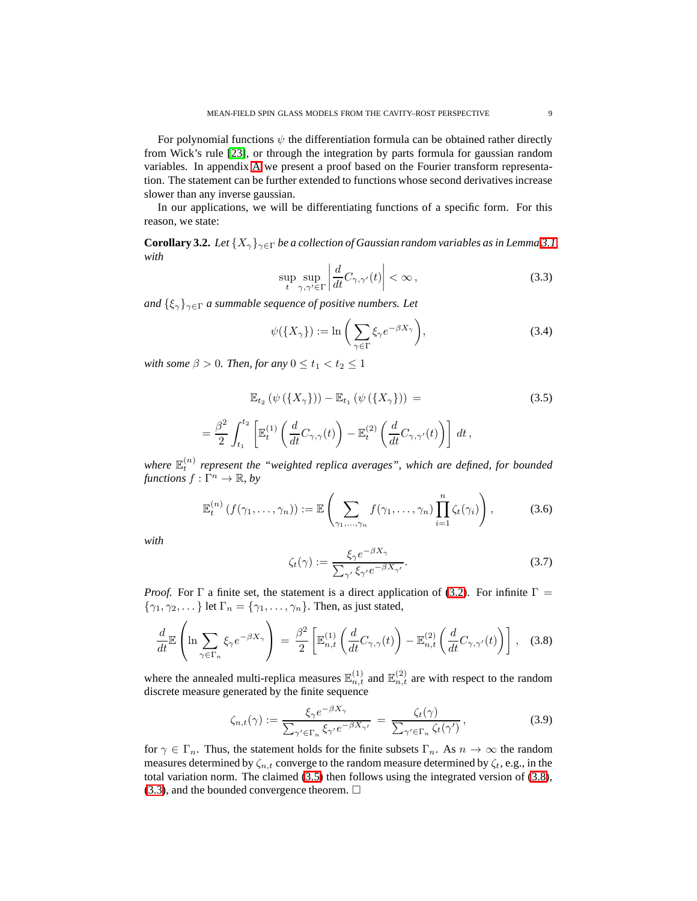For polynomial functions $\psi$ the differentiation formula can be obtained rather directly from Wick's rule [23], or through the integration by parts formula for gaussian random variables. In appendix A we present a proof based on the Fourier transform representation. The statement can be further extended to functions whose second derivatives increase slower than any inverse gaussian.

In our applications, we will be differentiating functions of a specific form. For this reason, we state:

**Corollary 3.2.** *Let $\{X_\gamma\}_{\gamma\in\Gamma}$ be a collection of Gaussian random variables as in Lemma 3.1 with*

$$\sup_t \sup_{\gamma,\gamma'\in\Gamma} \left| \frac{d}{dt} C_{\gamma,\gamma'}(t) \right| < \infty\,, \tag{3.3}$$

*and $\{\xi_\gamma\}_{\gamma\in\Gamma}$ a summable sequence of positive numbers. Let*

$$\psi(\{X_\gamma\}) := \ln\left(\sum_{\gamma\in\Gamma} \xi_\gamma e^{-\beta X_\gamma}\right), \tag{3.4}$$

*with some $\beta > 0$. Then, for any $0 \le t_1 < t_2 \le 1$*

$$\mathbb{E}_{t_2}\left(\psi\left(\{X_\gamma\}\right)\right) - \mathbb{E}_{t_1}\left(\psi\left(\{X_\gamma\}\right)\right) = \tag{3.5}$$

$$= \frac{\beta^2}{2} \int_{t_1}^{t_2} \left[ \mathbb{E}_t^{(1)}\left(\frac{d}{dt} C_{\gamma,\gamma}(t)\right) - \mathbb{E}_t^{(2)}\left(\frac{d}{dt} C_{\gamma,\gamma'}(t)\right)\right] dt\,,$$

*where $\mathbb{E}_t^{(n)}$ represent the "weighted replica averages", which are defined, for bounded functions $f : \Gamma^n \to \mathbb{R}$, by*

$$\mathbb{E}_t^{(n)}\left(f(\gamma_1,\ldots,\gamma_n)\right) := \mathbb{E}\left(\sum_{\gamma_1,\ldots,\gamma_n} f(\gamma_1,\ldots,\gamma_n) \prod_{i=1}^n \zeta_t(\gamma_i)\right), \tag{3.6}$$

*with*

$$\zeta_t(\gamma) := \frac{\xi_\gamma e^{-\beta X_\gamma}}{\sum_{\gamma'} \xi_{\gamma'} e^{-\beta X_{\gamma'}}}. \tag{3.7}$$

*Proof.* For $\Gamma$ a finite set, the statement is a direct application of (3.2). For infinite $\Gamma = \{\gamma_1, \gamma_2, \ldots\}$ let $\Gamma_n = \{\gamma_1, \ldots, \gamma_n\}$. Then, as just stated,

$$\frac{d}{dt}\mathbb{E}\left(\ln \sum_{\gamma\in\Gamma_n} \xi_\gamma e^{-\beta X_\gamma}\right) = \frac{\beta^2}{2}\left[\mathbb{E}_{n,t}^{(1)}\left(\frac{d}{dt}C_{\gamma,\gamma}(t)\right) - \mathbb{E}_{n,t}^{(2)}\left(\frac{d}{dt}C_{\gamma,\gamma'}(t)\right)\right], \tag{3.8}$$

where the annealed multi-replica measures $\mathbb{E}_{n,t}^{(1)}$ and $\mathbb{E}_{n,t}^{(2)}$ are with respect to the random discrete measure generated by the finite sequence

$$\zeta_{n,t}(\gamma) := \frac{\xi_\gamma e^{-\beta X_\gamma}}{\sum_{\gamma'\in\Gamma_n} \xi_{\gamma'} e^{-\beta X_{\gamma'}}} = \frac{\zeta_t(\gamma)}{\sum_{\gamma'\in\Gamma_n} \zeta_t(\gamma')}\,, \tag{3.9}$$

for $\gamma \in \Gamma_n$. Thus, the statement holds for the finite subsets $\Gamma_n$. As $n \to \infty$ the random measures determined by $\zeta_{n,t}$ converge to the random measure determined by $\zeta_t$, e.g., in the total variation norm. The claimed (3.5) then follows using the integrated version of (3.8), (3.3), and the bounded convergence theorem. □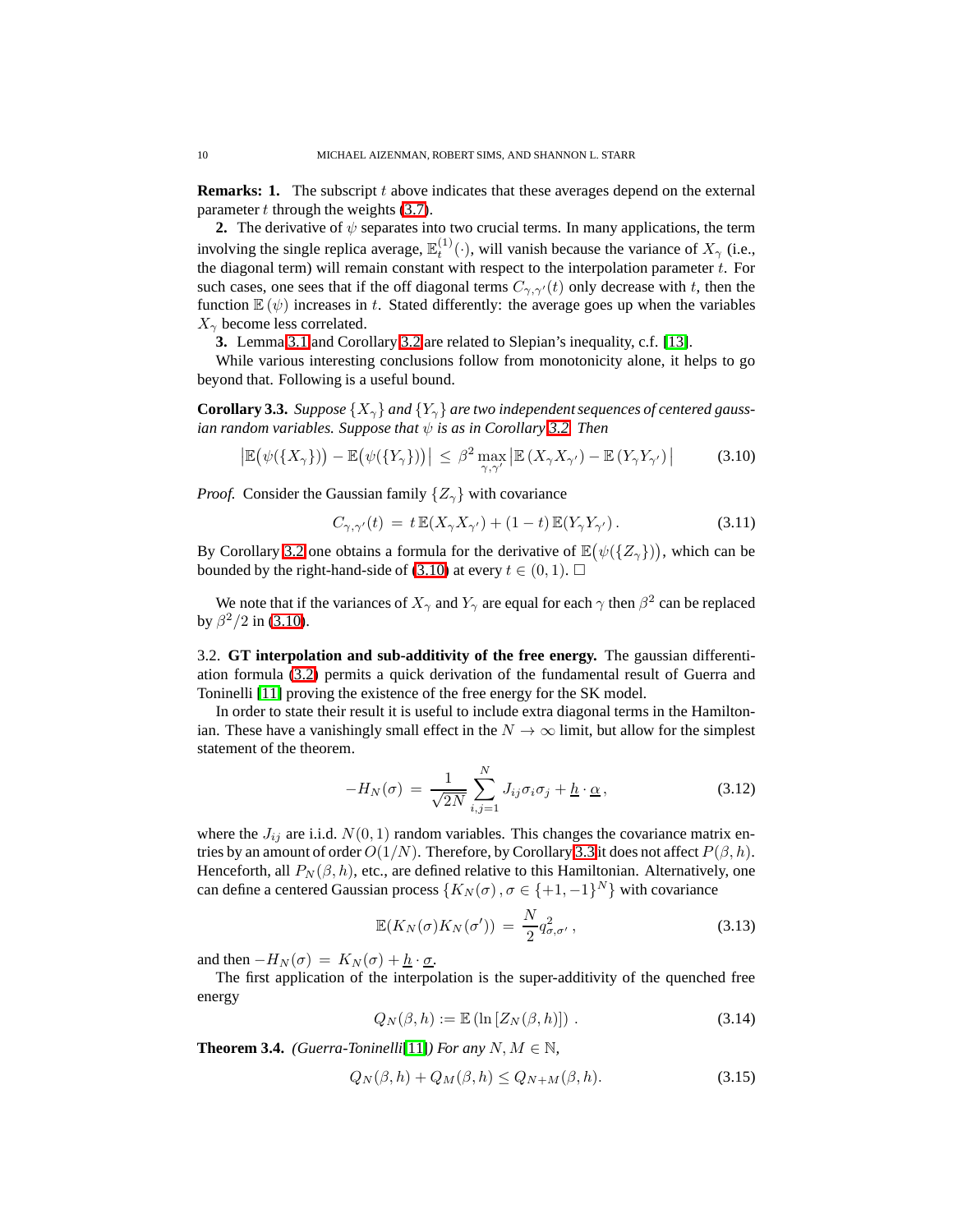**Remarks: 1.** The subscript $t$ above indicates that these averages depend on the external parameter $t$ through the weights (3.7).

**2.** The derivative of $\psi$ separates into two crucial terms. In many applications, the term involving the single replica average, $\mathbb{E}_t^{(1)}(\cdot)$, will vanish because the variance of $X_\gamma$ (i.e., the diagonal term) will remain constant with respect to the interpolation parameter $t$. For such cases, one sees that if the off diagonal terms $C_{\gamma,\gamma'}(t)$ only decrease with $t$, then the function $\mathbb{E}(\psi)$ increases in $t$. Stated differently: the average goes up when the variables $X_\gamma$ become less correlated.

**3.** Lemma 3.1 and Corollary 3.2 are related to Slepian's inequality, c.f. [13].

While various interesting conclusions follow from monotonicity alone, it helps to go beyond that. Following is a useful bound.

**Corollary 3.3.** *Suppose $\{X_\gamma\}$ and $\{Y_\gamma\}$ are two independent sequences of centered gaussian random variables. Suppose that $\psi$ is as in Corollary 3.2. Then*

$$\left|\mathbb{E}\big(\psi(\{X_\gamma\})\big) - \mathbb{E}\big(\psi(\{Y_\gamma\})\big)\right| \,\le\, \beta^2 \max_{\gamma,\gamma'} \left|\mathbb{E}\left(X_\gamma X_{\gamma'}\right) - \mathbb{E}\left(Y_\gamma Y_{\gamma'}\right)\right| \tag{3.10}$$

*Proof.* Consider the Gaussian family $\{Z_\gamma\}$ with covariance

$$C_{\gamma,\gamma'}(t) \,=\, t\,\mathbb{E}(X_\gamma X_{\gamma'}) + (1-t)\,\mathbb{E}(Y_\gamma Y_{\gamma'})\,. \tag{3.11}$$

By Corollary 3.2 one obtains a formula for the derivative of $\mathbb{E}\big(\psi(\{Z_\gamma\})\big)$, which can be bounded by the right-hand-side of (3.10) at every $t \in (0,1)$. □

We note that if the variances of $X_\gamma$ and $Y_\gamma$ are equal for each $\gamma$ then $\beta^2$ can be replaced by $\beta^2/2$ in (3.10).

3.2. **GT interpolation and sub-additivity of the free energy.** The gaussian differentiation formula (3.2) permits a quick derivation of the fundamental result of Guerra and Toninelli [11] proving the existence of the free energy for the SK model.

In order to state their result it is useful to include extra diagonal terms in the Hamiltonian. These have a vanishingly small effect in the $N \to \infty$ limit, but allow for the simplest statement of the theorem.

$$-H_N(\sigma) \,=\, \frac{1}{\sqrt{2N}} \sum_{i,j=1}^{N} J_{ij}\sigma_i\sigma_j + \underline{h}\cdot\underline{\alpha}\,, \tag{3.12}$$

where the $J_{ij}$ are i.i.d. $N(0,1)$ random variables. This changes the covariance matrix entries by an amount of order $O(1/N)$. Therefore, by Corollary 3.3 it does not affect $P(\beta,h)$. Henceforth, all $P_N(\beta,h)$, etc., are defined relative to this Hamiltonian. Alternatively, one can define a centered Gaussian process $\{K_N(\sigma)\,,\sigma\in\{+1,-1\}^N\}$ with covariance

$$\mathbb{E}(K_N(\sigma)K_N(\sigma')) \,=\, \frac{N}{2} q_{\sigma,\sigma'}^2\,, \tag{3.13}$$

and then $-H_N(\sigma) \,=\, K_N(\sigma) + \underline{h}\cdot\underline{\sigma}$.

The first application of the interpolation is the super-additivity of the quenched free energy

$$Q_N(\beta,h) := \mathbb{E}\left(\ln\left[Z_N(\beta,h)\right]\right)\,. \tag{3.14}$$

**Theorem 3.4.** *(Guerra-Toninelli[11]) For any $N, M \in \mathbb{N}$,*

$$Q_N(\beta,h) + Q_M(\beta,h) \le Q_{N+M}(\beta,h). \tag{3.15}$$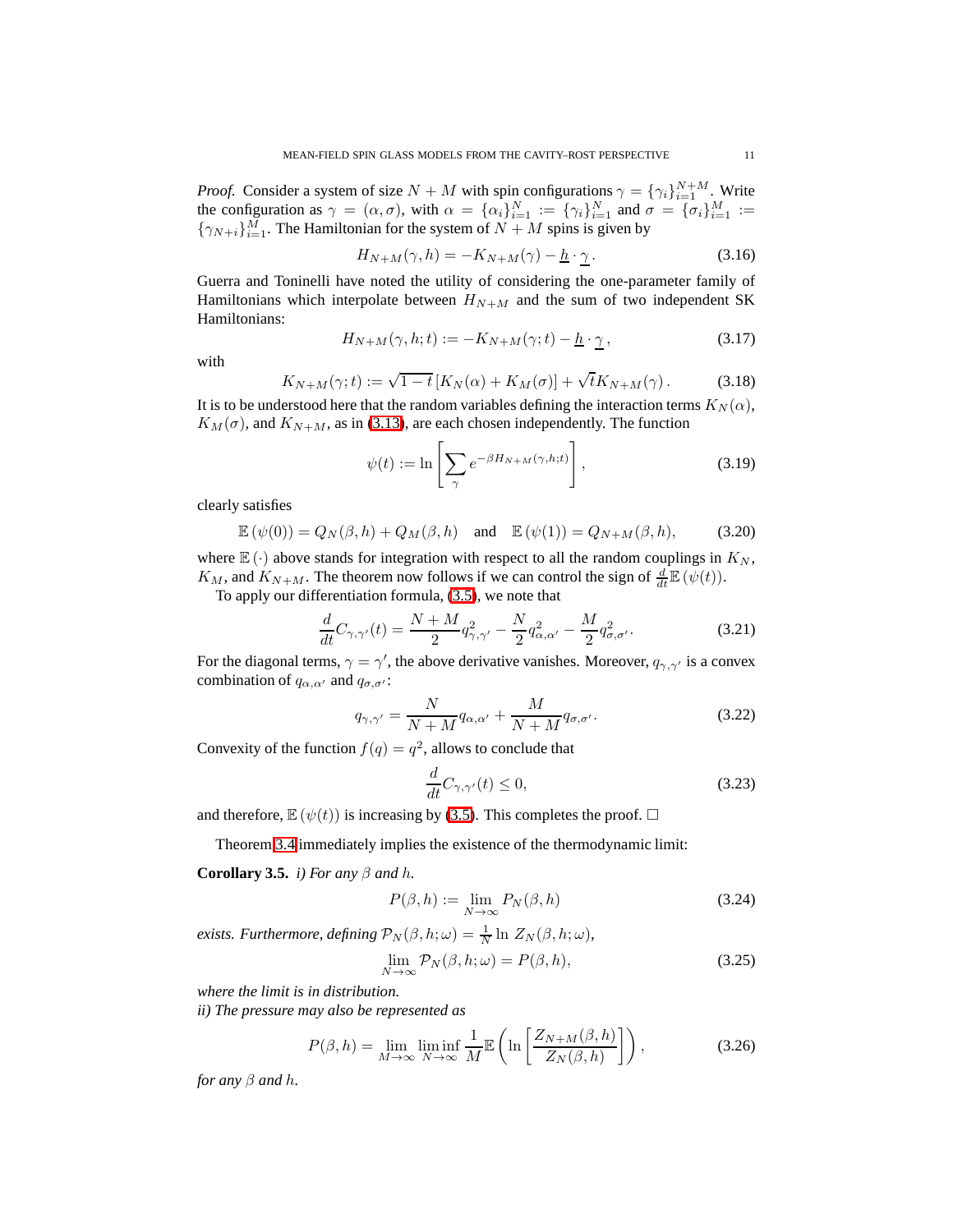*Proof.* Consider a system of size $N+M$ with spin configurations $\gamma = \{\gamma_i\}_{i=1}^{N+M}$. Write the configuration as $\gamma = (\alpha, \sigma)$, with $\alpha = \{\alpha_i\}_{i=1}^{N} := \{\gamma_i\}_{i=1}^{N}$ and $\sigma = \{\sigma_i\}_{i=1}^{M} := \{\gamma_{N+i}\}_{i=1}^{M}$. The Hamiltonian for the system of $N+M$ spins is given by

$$H_{N+M}(\gamma, h) = -K_{N+M}(\gamma) - \underline{h} \cdot \underline{\gamma}. \tag{3.16}$$

Guerra and Toninelli have noted the utility of considering the one-parameter family of Hamiltonians which interpolate between $H_{N+M}$ and the sum of two independent SK Hamiltonians:

$$H_{N+M}(\gamma, h; t) := -K_{N+M}(\gamma; t) - \underline{h} \cdot \underline{\gamma}, \tag{3.17}$$

with

$$K_{N+M}(\gamma; t) := \sqrt{1-t}\,[K_N(\alpha) + K_M(\sigma)] + \sqrt{t} K_{N+M}(\gamma). \tag{3.18}$$

It is to be understood here that the random variables defining the interaction terms $K_N(\alpha)$, $K_M(\sigma)$, and $K_{N+M}$, as in (3.13), are each chosen independently. The function

$$\psi(t) := \ln \left[ \sum_{\gamma} e^{-\beta H_{N+M}(\gamma, h; t)} \right], \tag{3.19}$$

clearly satisfies

$$\mathbb{E}\left(\psi(0)\right) = Q_N(\beta, h) + Q_M(\beta, h) \quad \text{and} \quad \mathbb{E}\left(\psi(1)\right) = Q_{N+M}(\beta, h), \tag{3.20}$$

where $\mathbb{E}(\cdot)$ above stands for integration with respect to all the random couplings in $K_N$, $K_M$, and $K_{N+M}$. The theorem now follows if we can control the sign of $\frac{d}{dt}\mathbb{E}\left(\psi(t)\right)$.

To apply our differentiation formula, (3.5), we note that

$$\frac{d}{dt} C_{\gamma,\gamma'}(t) = \frac{N+M}{2} q_{\gamma,\gamma'}^2 - \frac{N}{2} q_{\alpha,\alpha'}^2 - \frac{M}{2} q_{\sigma,\sigma'}^2. \tag{3.21}$$

For the diagonal terms, $\gamma = \gamma'$, the above derivative vanishes. Moreover, $q_{\gamma,\gamma'}$ is a convex combination of $q_{\alpha,\alpha'}$ and $q_{\sigma,\sigma'}$:

$$q_{\gamma,\gamma'} = \frac{N}{N+M} q_{\alpha,\alpha'} + \frac{M}{N+M} q_{\sigma,\sigma'}. \tag{3.22}$$

Convexity of the function $f(q) = q^2$, allows to conclude that

$$\frac{d}{dt} C_{\gamma,\gamma'}(t) \leq 0, \tag{3.23}$$

and therefore, $\mathbb{E}\left(\psi(t)\right)$ is increasing by (3.5). This completes the proof. □

Theorem 3.4 immediately implies the existence of the thermodynamic limit:

**Corollary 3.5.** *i) For any $\beta$ and $h$.*

$$P(\beta, h) := \lim_{N \to \infty} P_N(\beta, h) \tag{3.24}$$

*exists. Furthermore, defining $\mathcal{P}_N(\beta, h; \omega) = \frac{1}{N} \ln Z_N(\beta, h; \omega)$,*

$$\lim_{N \to \infty} \mathcal{P}_N(\beta, h; \omega) = P(\beta, h), \tag{3.25}$$

*where the limit is in distribution.*

*ii) The pressure may also be represented as*

$$P(\beta, h) = \lim_{M \to \infty} \liminf_{N \to \infty} \frac{1}{M} \mathbb{E}\left( \ln \left[ \frac{Z_{N+M}(\beta, h)}{Z_N(\beta, h)} \right] \right), \tag{3.26}$$

*for any $\beta$ and $h$.*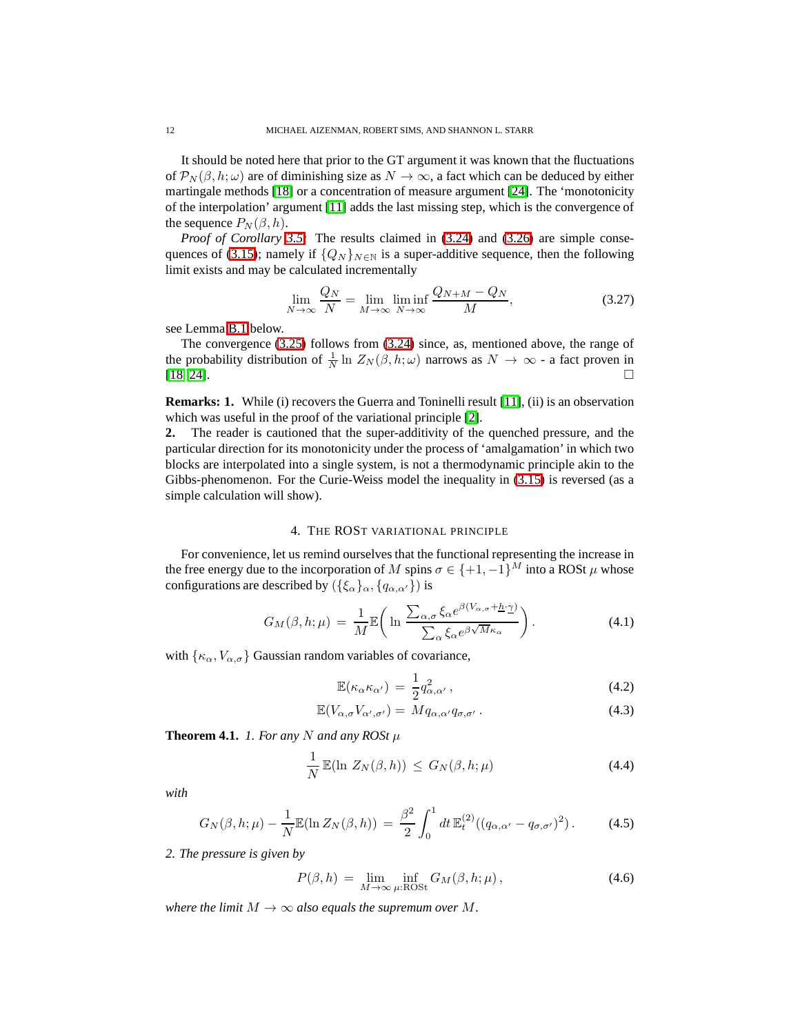It should be noted here that prior to the GT argument it was known that the fluctuations of $\mathcal{P}_N(\beta, h; \omega)$ are of diminishing size as $N \to \infty$, a fact which can be deduced by either martingale methods [18] or a concentration of measure argument [24]. The 'monotonicity of the interpolation' argument [11] adds the last missing step, which is the convergence of the sequence $P_N(\beta, h)$.

*Proof of Corollary 3.5:* The results claimed in (3.24) and (3.26) are simple consequences of (3.15); namely if $\{Q_N\}_{N\in\mathbb{N}}$ is a super-additive sequence, then the following limit exists and may be calculated incrementally

$$\lim_{N\to\infty} \frac{Q_N}{N} = \lim_{M\to\infty} \liminf_{N\to\infty} \frac{Q_{N+M} - Q_N}{M}, \tag{3.27}$$

see Lemma B.1 below.

The convergence (3.25) follows from (3.24) since, as, mentioned above, the range of the probability distribution of $\frac{1}{N} \ln Z_N(\beta, h; \omega)$ narrows as $N \to \infty$ - a fact proven in [18, 24]. □

**Remarks: 1.** While (i) recovers the Guerra and Toninelli result [11], (ii) is an observation which was useful in the proof of the variational principle [2].

**2.** The reader is cautioned that the super-additivity of the quenched pressure, and the particular direction for its monotonicity under the process of 'amalgamation' in which two blocks are interpolated into a single system, is not a thermodynamic principle akin to the Gibbs-phenomenon. For the Curie-Weiss model the inequality in (3.15) is reversed (as a simple calculation will show).

## 4. The ROSt variational principle

For convenience, let us remind ourselves that the functional representing the increase in the free energy due to the incorporation of $M$ spins $\sigma \in \{+1, -1\}^M$ into a ROSt $\mu$ whose configurations are described by $(\{\xi_\alpha\}_\alpha, \{q_{\alpha,\alpha'}\})$ is

$$G_M(\beta, h; \mu) \;=\; \frac{1}{M}\mathbb{E}\left( \ln \frac{\sum_{\alpha,\sigma} \xi_\alpha e^{\beta(V_{\alpha,\sigma} + \underline{h}\cdot\underline{\gamma})}}{\sum_\alpha \xi_\alpha e^{\beta\sqrt{M}\kappa_\alpha}} \right). \tag{4.1}$$

with $\{\kappa_\alpha, V_{\alpha,\sigma}\}$ Gaussian random variables of covariance,

$$\mathbb{E}(\kappa_\alpha \kappa_{\alpha'}) \;=\; \frac{1}{2} q_{\alpha,\alpha'}^2\,, \tag{4.2}$$

$$\mathbb{E}(V_{\alpha,\sigma} V_{\alpha',\sigma'}) \;=\; M q_{\alpha,\alpha'} q_{\sigma,\sigma'}\,. \tag{4.3}$$

**Theorem 4.1.** *1. For any $N$ and any ROSt $\mu$*

$$\frac{1}{N}\,\mathbb{E}(\ln\, Z_N(\beta, h)) \;\leq\; G_N(\beta, h; \mu) \tag{4.4}$$

*with*

$$G_N(\beta, h; \mu) - \frac{1}{N}\mathbb{E}(\ln Z_N(\beta, h)) \;=\; \frac{\beta^2}{2} \int_0^1 dt\, \mathbb{E}_t^{(2)}((q_{\alpha,\alpha'} - q_{\sigma,\sigma'})^2)\,. \tag{4.5}$$

*2. The pressure is given by*

$$P(\beta, h) \;=\; \lim_{M\to\infty} \inf_{\mu:\mathrm{ROSt}} G_M(\beta, h; \mu)\,, \tag{4.6}$$

*where the limit $M \to \infty$ also equals the supremum over $M$.*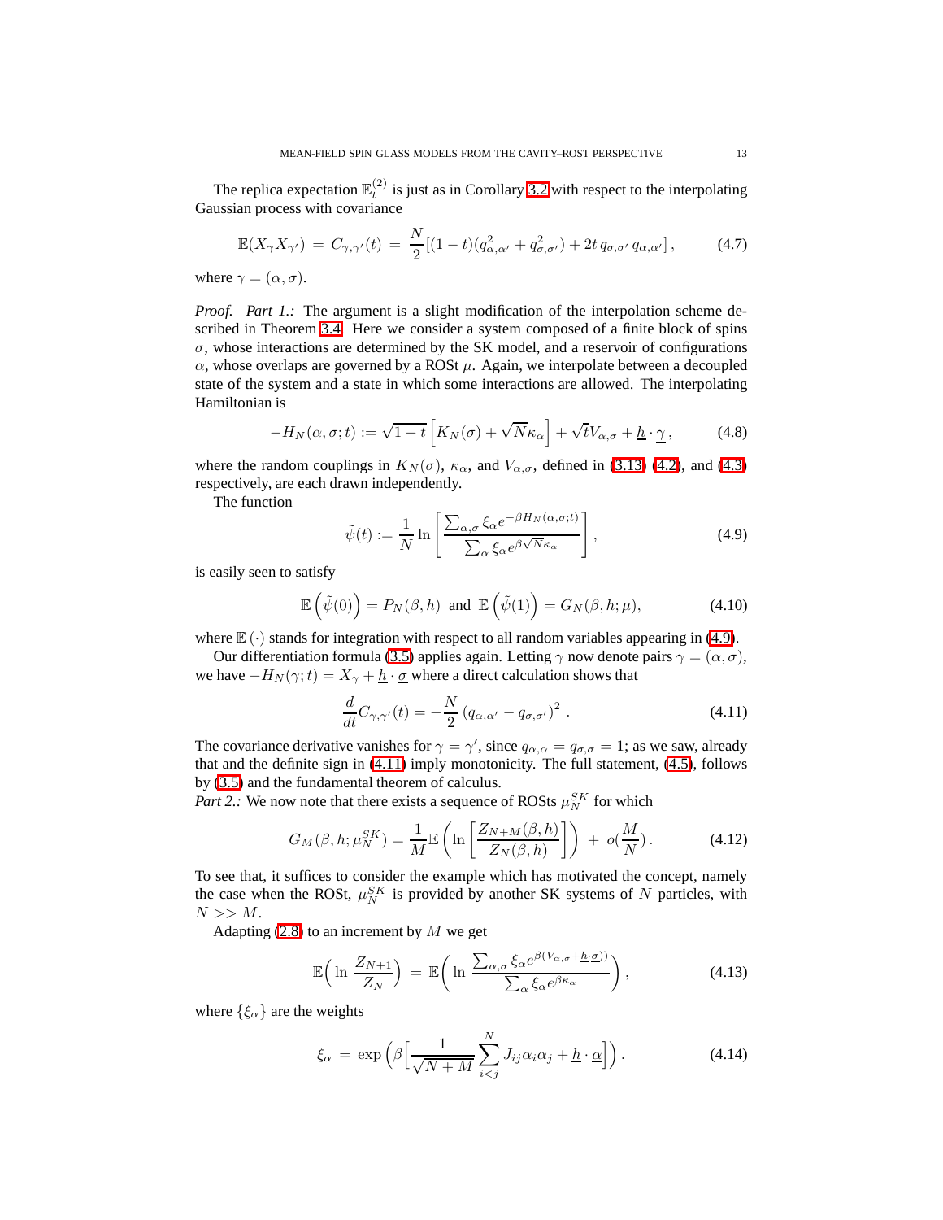The replica expectation $\mathbb{E}_t^{(2)}$ is just as in Corollary 3.2 with respect to the interpolating Gaussian process with covariance

$$\mathbb{E}(X_\gamma X_{\gamma'}) \,=\, C_{\gamma,\gamma'}(t) \,=\, \frac{N}{2}[(1-t)(q_{\alpha,\alpha'}^2 + q_{\sigma,\sigma'}^2) + 2t\, q_{\sigma,\sigma'}\, q_{\alpha,\alpha'}]\,, \tag{4.7}$$

where $\gamma = (\alpha, \sigma)$.

*Proof. Part 1.:* The argument is a slight modification of the interpolation scheme described in Theorem 3.4. Here we consider a system composed of a finite block of spins $\sigma$, whose interactions are determined by the SK model, and a reservoir of configurations $\alpha$, whose overlaps are governed by a ROSt $\mu$. Again, we interpolate between a decoupled state of the system and a state in which some interactions are allowed. The interpolating Hamiltonian is

$$-H_N(\alpha,\sigma;t) := \sqrt{1-t}\left[K_N(\sigma) + \sqrt{N}\kappa_\alpha\right] + \sqrt{t}V_{\alpha,\sigma} + \underline{h}\cdot\underline{\gamma}\,, \tag{4.8}$$

where the random couplings in $K_N(\sigma)$, $\kappa_\alpha$, and $V_{\alpha,\sigma}$, defined in (3.13) (4.2), and (4.3) respectively, are each drawn independently.

The function

$$\tilde{\psi}(t) := \frac{1}{N}\ln\left[\frac{\sum_{\alpha,\sigma}\xi_\alpha e^{-\beta H_N(\alpha,\sigma;t)}}{\sum_\alpha \xi_\alpha e^{\beta\sqrt{N}\kappa_\alpha}}\right], \tag{4.9}$$

is easily seen to satisfy

$$\mathbb{E}\left(\tilde{\psi}(0)\right) = P_N(\beta,h) \;\text{ and }\; \mathbb{E}\left(\tilde{\psi}(1)\right) = G_N(\beta,h;\mu), \tag{4.10}$$

where $\mathbb{E}\,(\cdot)$ stands for integration with respect to all random variables appearing in (4.9).

Our differentiation formula (3.5) applies again. Letting $\gamma$ now denote pairs $\gamma = (\alpha,\sigma)$, we have $-H_N(\gamma;t) = X_\gamma + \underline{h}\cdot\underline{\sigma}$ where a direct calculation shows that

$$\frac{d}{dt}C_{\gamma,\gamma'}(t) = -\frac{N}{2}\left(q_{\alpha,\alpha'} - q_{\sigma,\sigma'}\right)^2\,. \tag{4.11}$$

The covariance derivative vanishes for $\gamma = \gamma'$, since $q_{\alpha,\alpha} = q_{\sigma,\sigma} = 1$; as we saw, already that and the definite sign in (4.11) imply monotonicity. The full statement, (4.5), follows by (3.5) and the fundamental theorem of calculus.

*Part 2.:* We now note that there exists a sequence of ROSts $\mu_N^{SK}$ for which

$$G_M(\beta,h;\mu_N^{SK}) = \frac{1}{M}\mathbb{E}\left(\ln\left[\frac{Z_{N+M}(\beta,h)}{Z_N(\beta,h)}\right]\right) \;+\; o(\frac{M}{N})\,. \tag{4.12}$$

To see that, it suffices to consider the example which has motivated the concept, namely the case when the ROSt, $\mu_N^{SK}$ is provided by another SK systems of $N$ particles, with $N >> M$.

Adapting (2.8) to an increment by $M$ we get

$$\mathbb{E}\Big(\ln\,\frac{Z_{N+1}}{Z_N}\Big) \,=\, \mathbb{E}\Big(\ln\,\frac{\sum_{\alpha,\sigma}\xi_\alpha e^{\beta(V_{\alpha,\sigma}+\underline{h}\cdot\underline{\sigma}))}}{\sum_\alpha \xi_\alpha e^{\beta\kappa_\alpha}}\Big)\,, \tag{4.13}$$

where $\{\xi_\alpha\}$ are the weights

$$\xi_\alpha \,=\, \exp\Big(\beta\Big[\frac{1}{\sqrt{N+M}}\sum_{i<j}^{N} J_{ij}\alpha_i\alpha_j + \underline{h}\cdot\underline{\alpha}\Big]\Big)\,. \tag{4.14}$$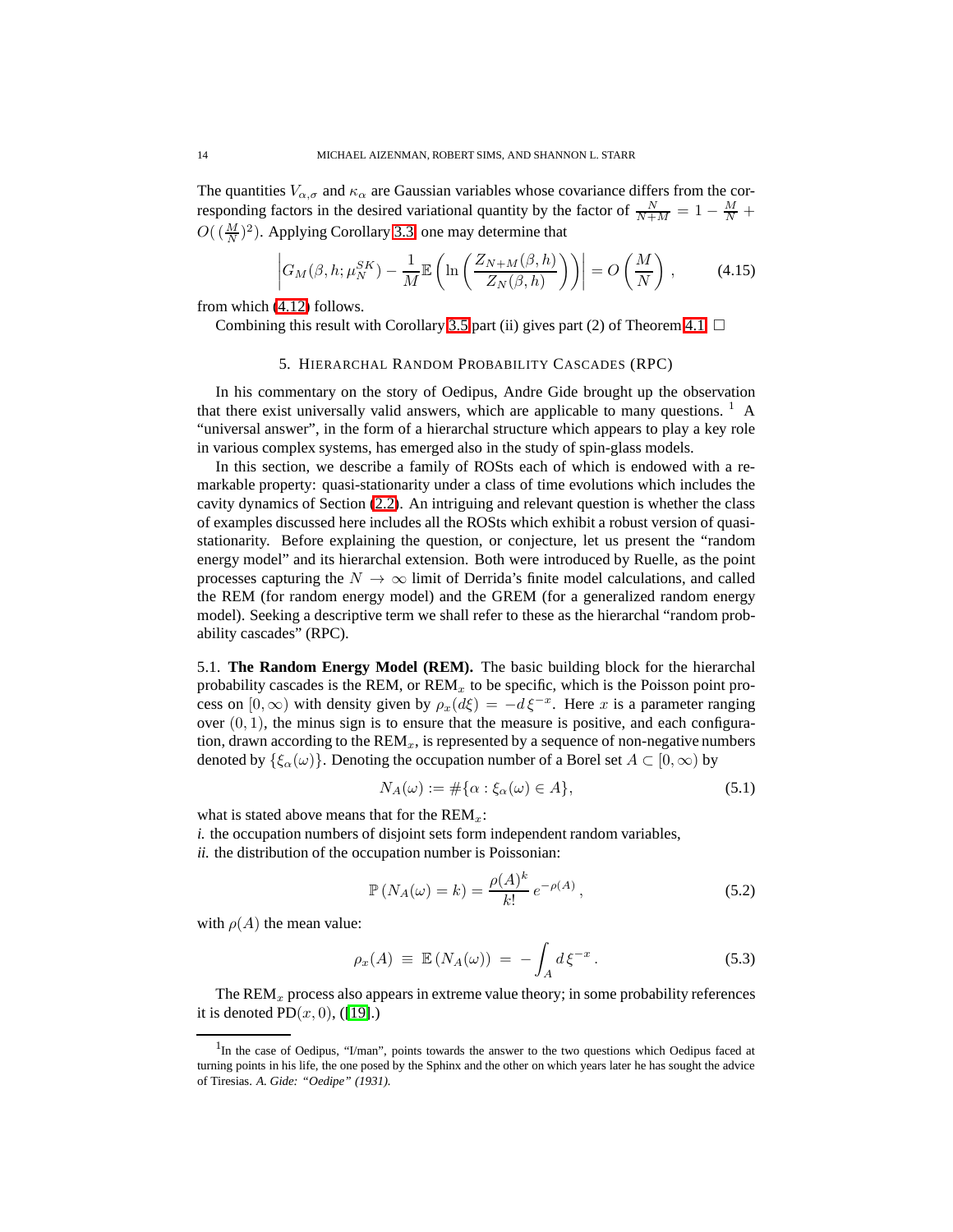The quantities $V_{\alpha,\sigma}$ and $\kappa_\alpha$ are Gaussian variables whose covariance differs from the corresponding factors in the desired variational quantity by the factor of $\frac{N}{N+M} = 1 - \frac{M}{N} + O((\frac{M}{N})^2)$. Applying Corollary 3.3, one may determine that

$$\left| G_M(\beta, h; \mu_N^{SK}) - \frac{1}{M}\mathbb{E}\left( \ln\left( \frac{Z_{N+M}(\beta,h)}{Z_N(\beta,h)} \right) \right) \right| = O\left(\frac{M}{N}\right), \tag{4.15}$$

from which (4.12) follows.

Combining this result with Corollary 3.5 part (ii) gives part (2) of Theorem 4.1. $\square$

## 5. Hierarchal Random Probability Cascades (RPC)

In his commentary on the story of Oedipus, Andre Gide brought up the observation that there exist universally valid answers, which are applicable to many questions. [1] A "universal answer", in the form of a hierarchal structure which appears to play a key role in various complex systems, has emerged also in the study of spin-glass models.

In this section, we describe a family of ROSts each of which is endowed with a remarkable property: quasi-stationarity under a class of time evolutions which includes the cavity dynamics of Section (2.2). An intriguing and relevant question is whether the class of examples discussed here includes all the ROSts which exhibit a robust version of quasi-stationarity. Before explaining the question, or conjecture, let us present the "random energy model" and its hierarchal extension. Both were introduced by Ruelle, as the point processes capturing the $N \to \infty$ limit of Derrida's finite model calculations, and called the REM (for random energy model) and the GREM (for a generalized random energy model). Seeking a descriptive term we shall refer to these as the hierarchal "random probability cascades" (RPC).

5.1. **The Random Energy Model (REM).** The basic building block for the hierarchal probability cascades is the REM, or REM$_x$ to be specific, which is the Poisson point process on $[0, \infty)$ with density given by $\rho_x(d\xi) = -d\,\xi^{-x}$. Here $x$ is a parameter ranging over $(0, 1)$, the minus sign is to ensure that the measure is positive, and each configuration, drawn according to the REM$_x$, is represented by a sequence of non-negative numbers denoted by $\{\xi_\alpha(\omega)\}$. Denoting the occupation number of a Borel set $A \subset [0, \infty)$ by

$$N_A(\omega) := \#\{\alpha : \xi_\alpha(\omega) \in A\}, \tag{5.1}$$

what is stated above means that for the REM$_x$:

*i.* the occupation numbers of disjoint sets form independent random variables,

*ii.* the distribution of the occupation number is Poissonian:

$$\mathbb{P}\left(N_A(\omega) = k\right) = \frac{\rho(A)^k}{k!}\, e^{-\rho(A)}, \tag{5.2}$$

with $\rho(A)$ the mean value:

$$\rho_x(A) \;\equiv\; \mathbb{E}\left(N_A(\omega)\right) \;=\; -\int_A d\,\xi^{-x}. \tag{5.3}$$

The REM$_x$ process also appears in extreme value theory; in some probability references it is denoted PD$(x, 0)$, ([19].)

---

[1] In the case of Oedipus, "I/man", points towards the answer to the two questions which Oedipus faced at turning points in his life, the one posed by the Sphinx and the other on which years later he has sought the advice of Tiresias. *A. Gide: "Oedipe" (1931).*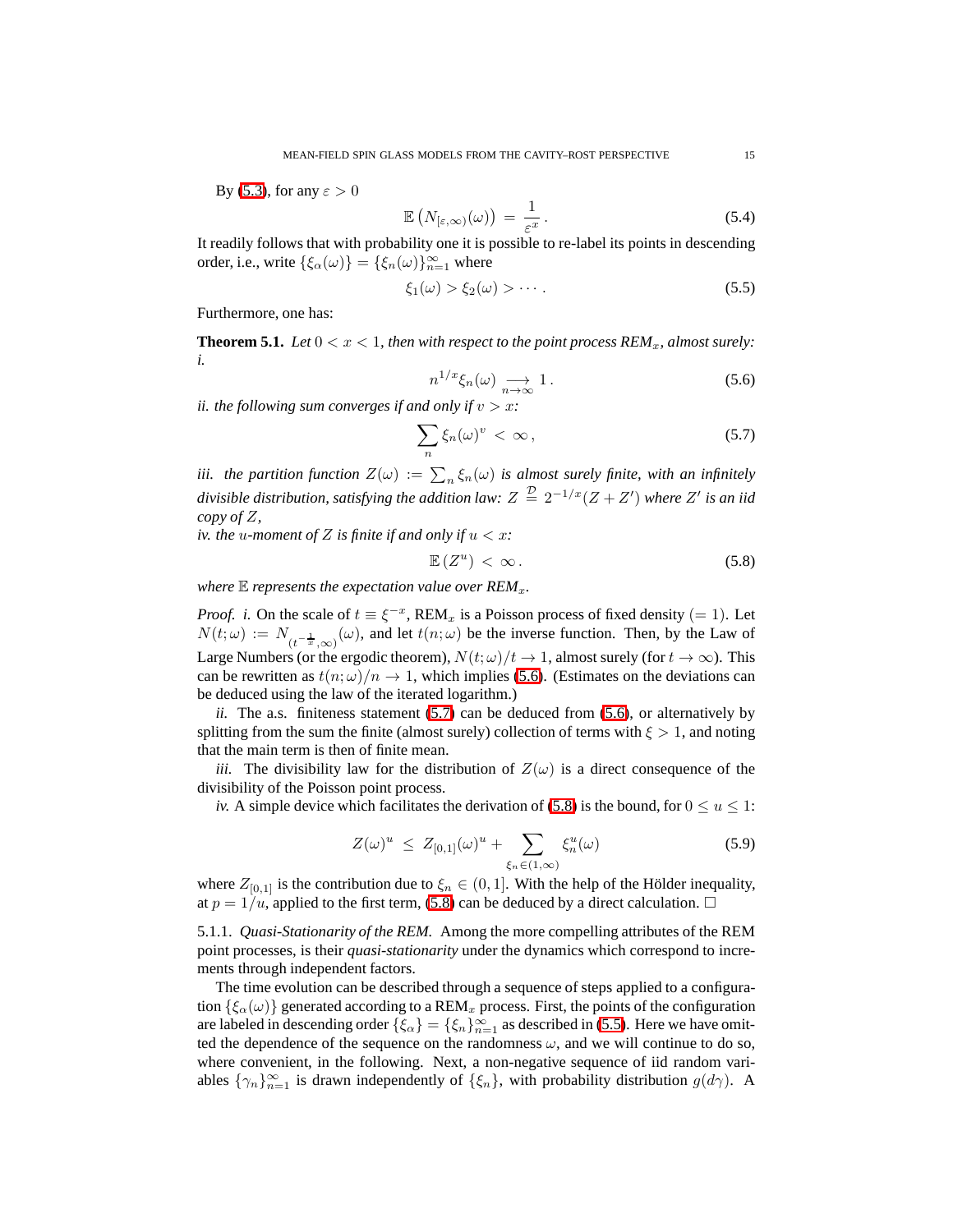By (5.3), for any $\varepsilon > 0$

$$\mathbb{E}\left(N_{[\varepsilon,\infty)}(\omega)\right) \,=\, \frac{1}{\varepsilon^{x}}\,. \tag{5.4}$$

It readily follows that with probability one it is possible to re-label its points in descending order, i.e., write $\{\xi_\alpha(\omega)\} = \{\xi_n(\omega)\}_{n=1}^\infty$ where

$$\xi_1(\omega) > \xi_2(\omega) > \cdots\,. \tag{5.5}$$

Furthermore, one has:

**Theorem 5.1.** *Let $0 < x < 1$, then with respect to the point process REM$_x$, almost surely:*
*i.*

$$n^{1/x}\xi_n(\omega) \underset{n\to\infty}{\longrightarrow} 1\,. \tag{5.6}$$

*ii. the following sum converges if and only if $v > x$:*

$$\sum_n \xi_n(\omega)^v \,<\, \infty\,, \tag{5.7}$$

*iii. the partition function $Z(\omega) := \sum_n \xi_n(\omega)$ is almost surely finite, with an infinitely divisible distribution, satisfying the addition law: $Z \overset{\mathcal{D}}{=} 2^{-1/x}(Z + Z')$ where $Z'$ is an iid copy of $Z$,*
*iv. the $u$-moment of $Z$ is finite if and only if $u < x$:*

$$\mathbb{E}\left(Z^u\right) \,<\, \infty\,. \tag{5.8}$$

*where $\mathbb{E}$ represents the expectation value over REM$_x$.*

*Proof. i.* On the scale of $t \equiv \xi^{-x}$, REM$_x$ is a Poisson process of fixed density ($= 1$). Let $N(t;\omega) := N_{(t^{-\frac{1}{x}},\infty)}(\omega)$, and let $t(n;\omega)$ be the inverse function. Then, by the Law of Large Numbers (or the ergodic theorem), $N(t;\omega)/t \to 1$, almost surely (for $t \to \infty$). This can be rewritten as $t(n;\omega)/n \to 1$, which implies (5.6). (Estimates on the deviations can be deduced using the law of the iterated logarithm.)

*ii.* The a.s. finiteness statement (5.7) can be deduced from (5.6), or alternatively by splitting from the sum the finite (almost surely) collection of terms with $\xi > 1$, and noting that the main term is then of finite mean.

*iii.* The divisibility law for the distribution of $Z(\omega)$ is a direct consequence of the divisibility of the Poisson point process.

*iv.* A simple device which facilitates the derivation of (5.8) is the bound, for $0 \le u \le 1$:

$$Z(\omega)^u \,\le\, Z_{[0,1]}(\omega)^u + \sum_{\xi_n \in (1,\infty)} \xi_n^u(\omega) \tag{5.9}$$

where $Z_{[0,1]}$ is the contribution due to $\xi_n \in (0,1]$. With the help of the Hölder inequality, at $p = 1/u$, applied to the first term, (5.8) can be deduced by a direct calculation. □

5.1.1. *Quasi-Stationarity of the REM.* Among the more compelling attributes of the REM point processes, is their *quasi-stationarity* under the dynamics which correspond to increments through independent factors.

The time evolution can be described through a sequence of steps applied to a configuration $\{\xi_\alpha(\omega)\}$ generated according to a REM$_x$ process. First, the points of the configuration are labeled in descending order $\{\xi_\alpha\} = \{\xi_n\}_{n=1}^\infty$ as described in (5.5). Here we have omitted the dependence of the sequence on the randomness $\omega$, and we will continue to do so, where convenient, in the following. Next, a non-negative sequence of iid random variables $\{\gamma_n\}_{n=1}^\infty$ is drawn independently of $\{\xi_n\}$, with probability distribution $g(d\gamma)$. A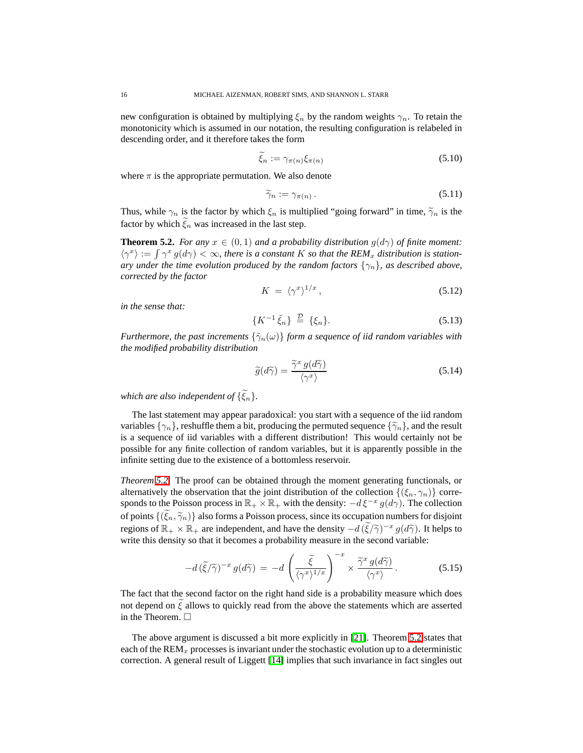new configuration is obtained by multiplying $\xi_n$ by the random weights $\gamma_n$. To retain the monotonicity which is assumed in our notation, the resulting configuration is relabeled in descending order, and it therefore takes the form

$$\widetilde{\xi}_n := \gamma_{\pi(n)} \xi_{\pi(n)} \tag{5.10}$$

where $\pi$ is the appropriate permutation. We also denote

$$\widetilde{\gamma}_n := \gamma_{\pi(n)} \,. \tag{5.11}$$

Thus, while $\gamma_n$ is the factor by which $\xi_n$ is multiplied "going forward" in time, $\widetilde{\gamma}_n$ is the factor by which $\widetilde{\xi}_n$ was increased in the last step.

**Theorem 5.2.** *For any $x \in (0,1)$ and a probability distribution $g(d\gamma)$ of finite moment: $\langle \gamma^x \rangle := \int \gamma^x \, g(d\gamma) < \infty$, there is a constant $K$ so that the REM$_x$ distribution is stationary under the time evolution produced by the random factors $\{\gamma_n\}$, as described above, corrected by the factor*

$$K \;=\; \langle \gamma^x \rangle^{1/x} \,, \tag{5.12}$$

*in the sense that:*

$$\{K^{-1}\, \tilde{\xi}_n\} \;\stackrel{\mathcal{D}}{=}\; \{\xi_n\}. \tag{5.13}$$

*Furthermore, the past increments $\{\widetilde{\gamma}_n(\omega)\}$ form a sequence of iid random variables with the modified probability distribution*

$$\widetilde{g}(d\widetilde{\gamma}) = \frac{\widetilde{\gamma}^x \, g(d\widetilde{\gamma})}{\langle \gamma^x \rangle} \tag{5.14}$$

*which are also independent of $\{\widetilde{\xi}_n\}$.*

The last statement may appear paradoxical: you start with a sequence of the iid random variables $\{\gamma_n\}$, reshuffle them a bit, producing the permuted sequence $\{\widetilde{\gamma}_n\}$, and the result is a sequence of iid variables with a different distribution! This would certainly not be possible for any finite collection of random variables, but it is apparently possible in the infinite setting due to the existence of a bottomless reservoir.

*Theorem 5.2.* The proof can be obtained through the moment generating functionals, or alternatively the observation that the joint distribution of the collection $\{(\xi_n, \gamma_n)\}$ corresponds to the Poisson process in $\mathbb{R}_+ \times \mathbb{R}_+$ with the density: $-d\,\xi^{-x}\, g(d\gamma)$. The collection of points $\{(\widetilde{\xi}_n, \widetilde{\gamma}_n)\}$ also forms a Poisson process, since its occupation numbers for disjoint regions of $\mathbb{R}_+ \times \mathbb{R}_+$ are independent, and have the density $-d\,(\widetilde{\xi}/\widetilde{\gamma})^{-x}\, g(d\widetilde{\gamma})$. It helps to write this density so that it becomes a probability measure in the second variable:

$$-d\,(\widetilde{\xi}/\widetilde{\gamma})^{-x}\, g(d\widetilde{\gamma}) \;=\; -d\,\left(\frac{\widetilde{\xi}}{\langle \gamma^x \rangle^{1/x}}\right)^{-x} \times \frac{\widetilde{\gamma}^x\, g(d\widetilde{\gamma})}{\langle \gamma^x \rangle} \,. \tag{5.15}$$

The fact that the second factor on the right hand side is a probability measure which does not depend on $\widetilde{\xi}$ allows to quickly read from the above the statements which are asserted in the Theorem. □

The above argument is discussed a bit more explicitly in [21]. Theorem 5.2 states that each of the REM$_x$ processes is invariant under the stochastic evolution up to a deterministic correction. A general result of Liggett [14] implies that such invariance in fact singles out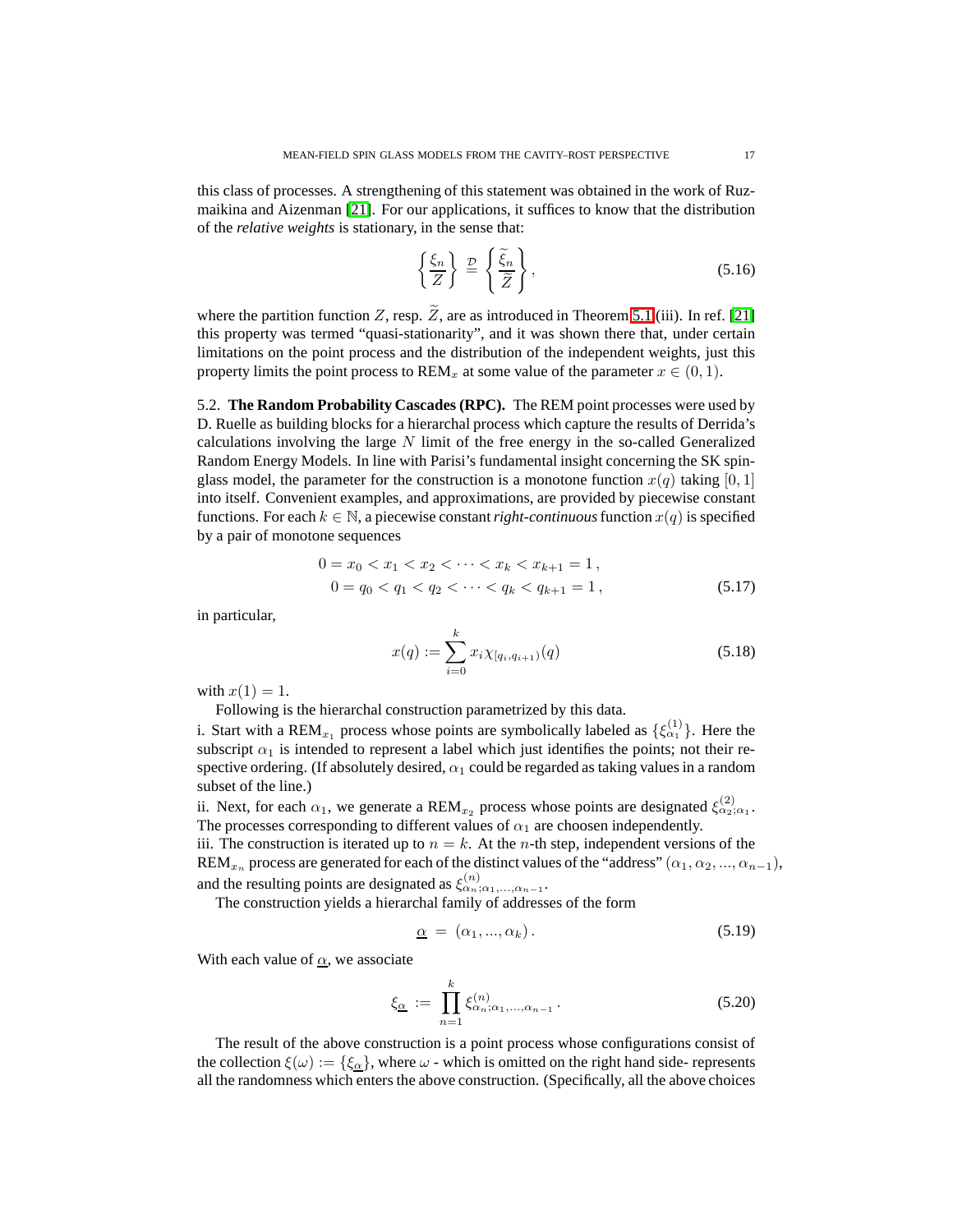this class of processes. A strengthening of this statement was obtained in the work of Ruzmaikina and Aizenman [21]. For our applications, it suffices to know that the distribution of the *relative weights* is stationary, in the sense that:

$$\left\{ \frac{\xi_n}{Z} \right\} \stackrel{\mathcal{D}}{=} \left\{ \frac{\widetilde{\xi}_n}{\widetilde{Z}} \right\}, \tag{5.16}$$

where the partition function $Z$, resp. $\widetilde{Z}$, are as introduced in Theorem 5.1(iii). In ref. [21] this property was termed "quasi-stationarity", and it was shown there that, under certain limitations on the point process and the distribution of the independent weights, just this property limits the point process to $\text{REM}_x$ at some value of the parameter $x \in (0, 1)$.

## 5.2. **The Random Probability Cascades (RPC).**

The REM point processes were used by D. Ruelle as building blocks for a hierarchal process which capture the results of Derrida's calculations involving the large $N$ limit of the free energy in the so-called Generalized Random Energy Models. In line with Parisi's fundamental insight concerning the SK spin-glass model, the parameter for the construction is a monotone function $x(q)$ taking $[0, 1]$ into itself. Convenient examples, and approximations, are provided by piecewise constant functions. For each $k \in \mathbb{N}$, a piecewise constant *right-continuous* function $x(q)$ is specified by a pair of monotone sequences

$$\begin{aligned} 0 = x_0 < x_1 < x_2 < \cdots < x_k < x_{k+1} = 1\,, \\ 0 = q_0 < q_1 < q_2 < \cdots < q_k < q_{k+1} = 1\,, \end{aligned} \tag{5.17}$$

in particular,

$$x(q) := \sum_{i=0}^{k} x_i \chi_{[q_i, q_{i+1})}(q) \tag{5.18}$$

with $x(1) = 1$.

Following is the hierarchal construction parametrized by this data.

i. Start with a $\text{REM}_{x_1}$ process whose points are symbolically labeled as $\{\xi^{(1)}_{\alpha_1}\}$. Here the subscript $\alpha_1$ is intended to represent a label which just identifies the points; not their respective ordering. (If absolutely desired, $\alpha_1$ could be regarded as taking values in a random subset of the line.)

ii. Next, for each $\alpha_1$, we generate a $\text{REM}_{x_2}$ process whose points are designated $\xi^{(2)}_{\alpha_2;\alpha_1}$. The processes corresponding to different values of $\alpha_1$ are choosen independently.

iii. The construction is iterated up to $n = k$. At the $n$-th step, independent versions of the $\text{REM}_{x_n}$ process are generated for each of the distinct values of the "address" $(\alpha_1, \alpha_2, ..., \alpha_{n-1})$, and the resulting points are designated as $\xi^{(n)}_{\alpha_n;\alpha_1,...,\alpha_{n-1}}$.

The construction yields a hierarchal family of addresses of the form

$$\underline{\alpha} \;=\; (\alpha_1, ..., \alpha_k)\,. \tag{5.19}$$

With each value of $\underline{\alpha}$, we associate

$$\xi_{\underline{\alpha}} \;:=\; \prod_{n=1}^{k} \xi^{(n)}_{\alpha_n;\alpha_1,...,\alpha_{n-1}}\,. \tag{5.20}$$

The result of the above construction is a point process whose configurations consist of the collection $\xi(\omega) := \{\xi_{\underline{\alpha}}\}$, where $\omega$ - which is omitted on the right hand side- represents all the randomness which enters the above construction. (Specifically, all the above choices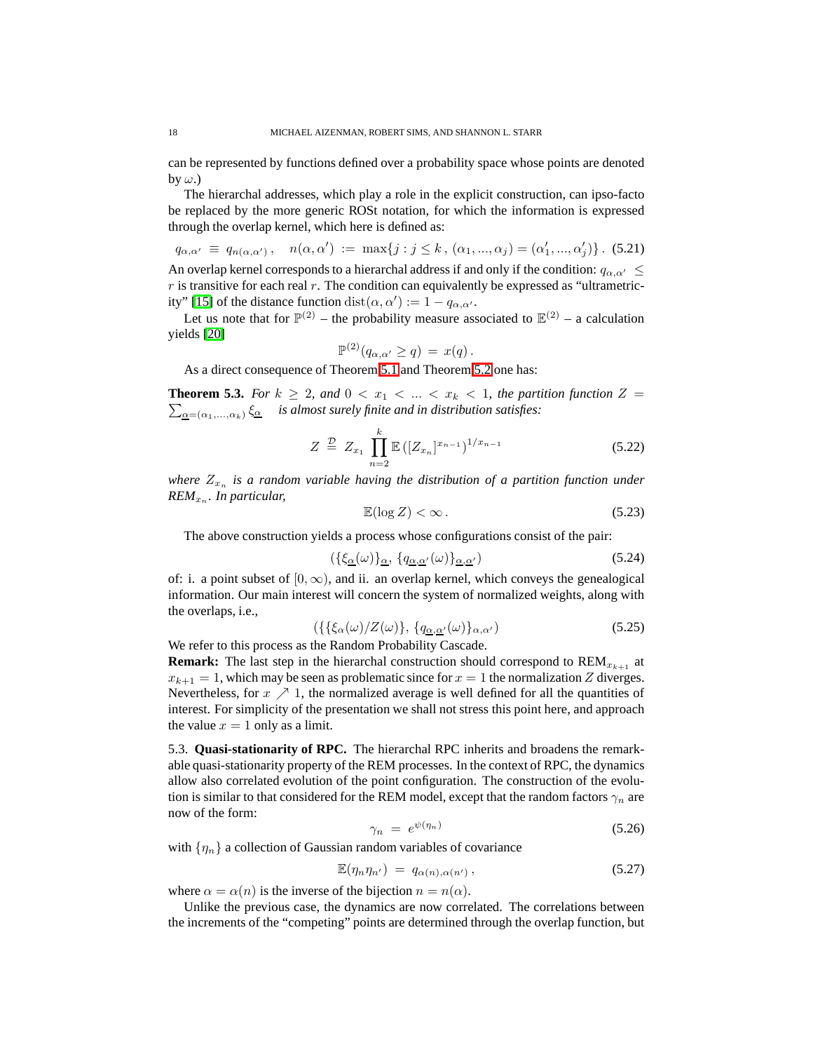can be represented by functions defined over a probability space whose points are denoted by $\omega$.)

The hierarchal addresses, which play a role in the explicit construction, can ipso-facto be replaced by the more generic ROSt notation, for which the information is expressed through the overlap kernel, which here is defined as:

$$q_{\alpha,\alpha'} \equiv q_{n(\alpha,\alpha')}\,, \quad n(\alpha,\alpha') := \max\{j : j \le k\,,\, (\alpha_1,...,\alpha_j) = (\alpha'_1,...,\alpha'_j)\}\,. \tag{5.21}$$

An overlap kernel corresponds to a hierarchal address if and only if the condition: $q_{\alpha,\alpha'} \le r$ is transitive for each real $r$. The condition can equivalently be expressed as "ultrametricity" [15] of the distance function $\mathrm{dist}(\alpha,\alpha') := 1 - q_{\alpha,\alpha'}$.

Let us note that for $\mathbb{P}^{(2)}$ – the probability measure associated to $\mathbb{E}^{(2)}$ – a calculation yields [20]

$$\mathbb{P}^{(2)}(q_{\alpha,\alpha'} \ge q) \;=\; x(q)\,.$$

As a direct consequence of Theorem 5.1 and Theorem 5.2 one has:

**Theorem 5.3.** *For $k \ge 2$, and $0 < x_1 < ... < x_k < 1$, the partition function $Z = \sum_{\underline{\alpha}=(\alpha_1,...,\alpha_k)} \xi_{\underline{\alpha}}$ is almost surely finite and in distribution satisfies:*

$$Z \;\stackrel{\mathcal{D}}{=}\; Z_{x_1} \prod_{n=2}^{k} \mathbb{E}\left([Z_{x_n}]^{x_{n-1}}\right)^{1/x_{n-1}} \tag{5.22}$$

*where $Z_{x_n}$ is a random variable having the distribution of a partition function under REM$_{x_n}$. In particular,*

$$\mathbb{E}(\log Z) < \infty\,. \tag{5.23}$$

The above construction yields a process whose configurations consist of the pair:

$$(\{\xi_{\underline{\alpha}}(\omega)\}_{\underline{\alpha}},\, \{q_{\underline{\alpha},\underline{\alpha}'}(\omega)\}_{\underline{\alpha},\underline{\alpha}'}) \tag{5.24}$$

of: i. a point subset of $[0,\infty)$, and ii. an overlap kernel, which conveys the genealogical information. Our main interest will concern the system of normalized weights, along with the overlaps, i.e.,

$$(\{\{\xi_\alpha(\omega)/Z(\omega)\},\, \{q_{\underline{\alpha},\underline{\alpha}'}(\omega)\}_{\alpha,\alpha'}) \tag{5.25}$$

We refer to this process as the Random Probability Cascade.

**Remark:** The last step in the hierarchal construction should correspond to REM$_{x_{k+1}}$ at $x_{k+1} = 1$, which may be seen as problematic since for $x = 1$ the normalization $Z$ diverges. Nevertheless, for $x \nearrow 1$, the normalized average is well defined for all the quantities of interest. For simplicity of the presentation we shall not stress this point here, and approach the value $x = 1$ only as a limit.

5.3. **Quasi-stationarity of RPC.** The hierarchal RPC inherits and broadens the remarkable quasi-stationarity property of the REM processes. In the context of RPC, the dynamics allow also correlated evolution of the point configuration. The construction of the evolution is similar to that considered for the REM model, except that the random factors $\gamma_n$ are now of the form:

$$\gamma_n \;=\; e^{\psi(\eta_n)} \tag{5.26}$$

with $\{\eta_n\}$ a collection of Gaussian random variables of covariance

$$\mathbb{E}(\eta_n \eta_{n'}) \;=\; q_{\alpha(n),\alpha(n')}\,, \tag{5.27}$$

where $\alpha = \alpha(n)$ is the inverse of the bijection $n = n(\alpha)$.

Unlike the previous case, the dynamics are now correlated. The correlations between the increments of the "competing" points are determined through the overlap function, but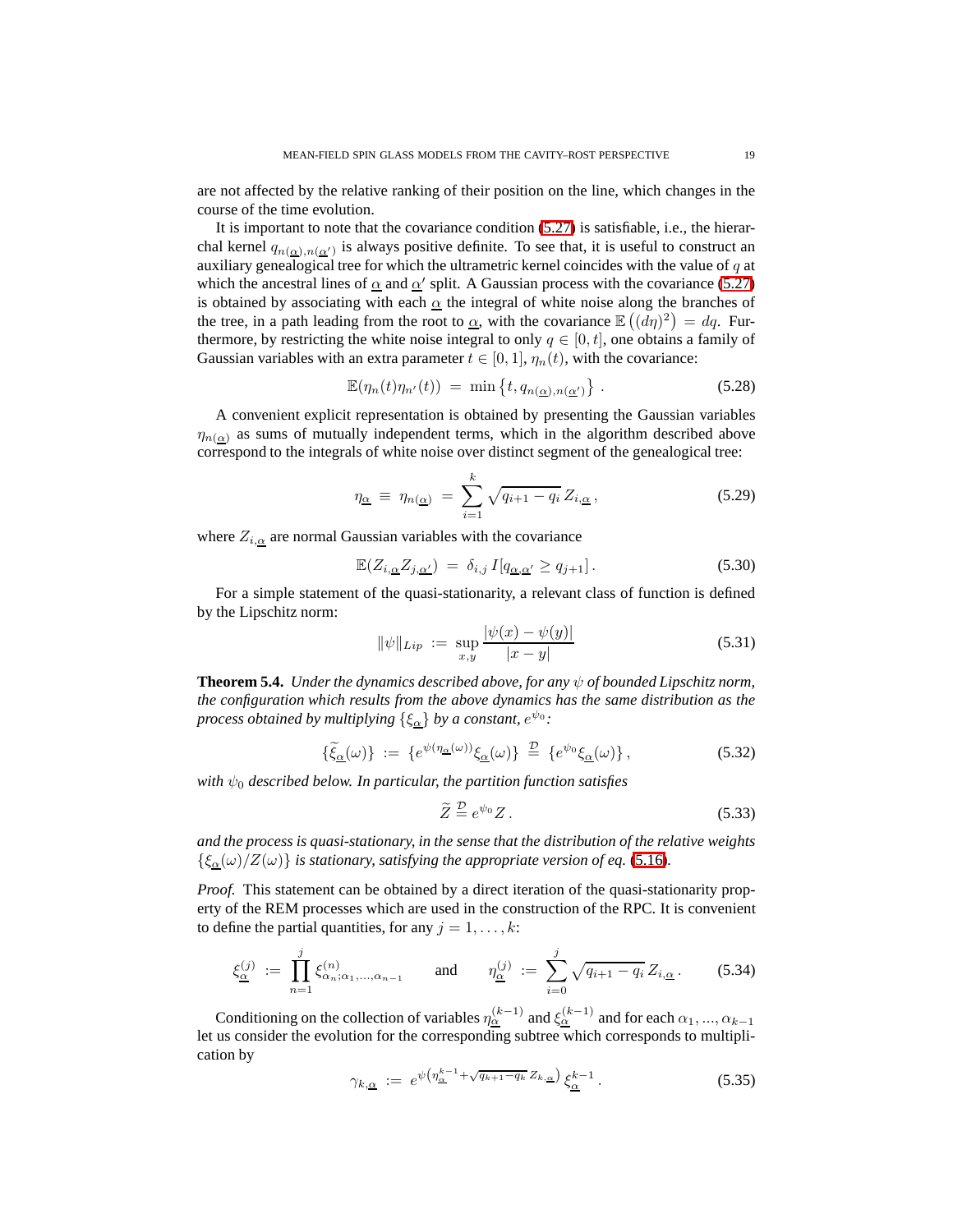are not affected by the relative ranking of their position on the line, which changes in the course of the time evolution.

It is important to note that the covariance condition (5.27) is satisfiable, i.e., the hierarchal kernel $q_{n(\underline{\alpha}),n(\underline{\alpha}')}$ is always positive definite. To see that, it is useful to construct an auxiliary genealogical tree for which the ultrametric kernel coincides with the value of $q$ at which the ancestral lines of $\underline{\alpha}$ and $\underline{\alpha}'$ split. A Gaussian process with the covariance (5.27) is obtained by associating with each $\underline{\alpha}$ the integral of white noise along the branches of the tree, in a path leading from the root to $\underline{\alpha}$, with the covariance $\mathbb{E}\left((d\eta)^2\right) = dq$. Furthermore, by restricting the white noise integral to only $q \in [0, t]$, one obtains a family of Gaussian variables with an extra parameter $t \in [0, 1]$, $\eta_n(t)$, with the covariance:

$$\mathbb{E}(\eta_n(t)\eta_{n'}(t)) \;=\; \min\left\{t, q_{n(\underline{\alpha}),n(\underline{\alpha}')}\right\} . \tag{5.28}$$

A convenient explicit representation is obtained by presenting the Gaussian variables $\eta_{n(\underline{\alpha})}$ as sums of mutually independent terms, which in the algorithm described above correspond to the integrals of white noise over distinct segment of the genealogical tree:

$$\eta_{\underline{\alpha}} \;\equiv\; \eta_{n(\underline{\alpha})} \;=\; \sum_{i=1}^{k} \sqrt{q_{i+1} - q_i}\, Z_{i,\underline{\alpha}} \,, \tag{5.29}$$

where $Z_{i,\underline{\alpha}}$ are normal Gaussian variables with the covariance

$$\mathbb{E}(Z_{i,\underline{\alpha}} Z_{j,\underline{\alpha}'}) \;=\; \delta_{i,j}\, I[q_{\underline{\alpha},\underline{\alpha}'} \geq q_{j+1}] \,. \tag{5.30}$$

For a simple statement of the quasi-stationarity, a relevant class of function is defined by the Lipschitz norm:

$$\|\psi\|_{Lip} \;:=\; \sup_{x,y} \frac{|\psi(x) - \psi(y)|}{|x - y|} \tag{5.31}$$

**Theorem 5.4.** *Under the dynamics described above, for any $\psi$ of bounded Lipschitz norm, the configuration which results from the above dynamics has the same distribution as the process obtained by multiplying $\{\xi_{\underline{\alpha}}\}$ by a constant, $e^{\psi_0}$:*

$$\{\widetilde{\xi}_{\underline{\alpha}}(\omega)\} \;:=\; \{e^{\psi(\eta_{\underline{\alpha}}(\omega))} \xi_{\underline{\alpha}}(\omega)\} \;\stackrel{\mathcal{D}}{=}\; \{e^{\psi_0} \xi_{\underline{\alpha}}(\omega)\} \,, \tag{5.32}$$

*with $\psi_0$ described below. In particular, the partition function satisfies*

$$\widetilde{Z} \stackrel{\mathcal{D}}{=} e^{\psi_0} Z \,. \tag{5.33}$$

*and the process is quasi-stationary, in the sense that the distribution of the relative weights $\{\xi_{\underline{\alpha}}(\omega)/Z(\omega)\}$ is stationary, satisfying the appropriate version of eq.* (5.16)*.*

*Proof.* This statement can be obtained by a direct iteration of the quasi-stationarity property of the REM processes which are used in the construction of the RPC. It is convenient to define the partial quantities, for any $j = 1, \ldots, k$:

$$\xi^{(j)}_{\underline{\alpha}} \;:=\; \prod_{n=1}^{j} \xi^{(n)}_{\alpha_n;\alpha_1,\ldots,\alpha_{n-1}} \qquad \text{and} \qquad \eta^{(j)}_{\underline{\alpha}} \;:=\; \sum_{i=0}^{j} \sqrt{q_{i+1} - q_i}\, Z_{i,\underline{\alpha}} \,. \tag{5.34}$$

Conditioning on the collection of variables $\eta^{(k-1)}_{\underline{\alpha}}$ and $\xi^{(k-1)}_{\underline{\alpha}}$ and for each $\alpha_1, \ldots, \alpha_{k-1}$ let us consider the evolution for the corresponding subtree which corresponds to multiplication by

$$\gamma_{k,\underline{\alpha}} \;:=\; e^{\psi\left(\eta^{k-1}_{\underline{\alpha}} + \sqrt{q_{k+1} - q_k}\, Z_{k,\underline{\alpha}}\right)}\, \xi^{k-1}_{\underline{\alpha}} \,. \tag{5.35}$$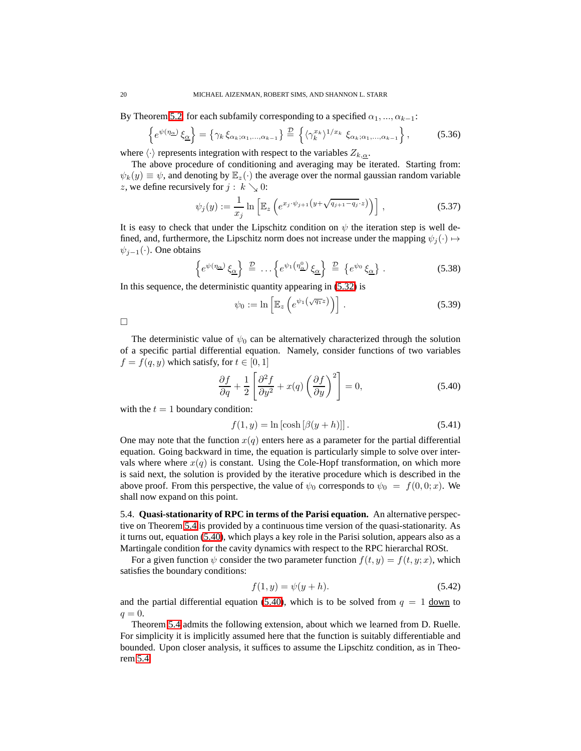By Theorem 5.2 for each subfamily corresponding to a specified $\alpha_1, ..., \alpha_{k-1}$:

$$\left\{ e^{\psi(\eta_{\underline{\alpha}})} \, \xi_{\underline{\alpha}} \right\} = \left\{ \gamma_k \, \xi_{\alpha_k;\alpha_1,\dots,\alpha_{k-1}} \right\} \overset{\mathcal{D}}{=} \left\{ \langle \gamma_k^{x_k} \rangle^{1/x_k} \; \xi_{\alpha_k;\alpha_1,\dots,\alpha_{k-1}} \right\}, \tag{5.36}$$

where $\langle \cdot \rangle$ represents integration with respect to the variables $Z_{k,\underline{\alpha}}$.

The above procedure of conditioning and averaging may be iterated. Starting from: $\psi_k(y) \equiv \psi$, and denoting by $\mathbb{E}_z(\cdot)$ the average over the normal gaussian random variable $z$, we define recursively for $j : \, k \searrow 0$:

$$\psi_j(y) := \frac{1}{x_j} \ln \left[ \mathbb{E}_z \left( e^{x_j \cdot \psi_{j+1}\left(y + \sqrt{q_{j+1} - q_j} \cdot z\right)} \right) \right] , \tag{5.37}$$

It is easy to check that under the Lipschitz condition on $\psi$ the iteration step is well defined, and, furthermore, the Lipschitz norm does not increase under the mapping $\psi_j(\cdot) \mapsto \psi_{j-1}(\cdot)$. One obtains

$$\left\{ e^{\psi(\eta_{\underline{\alpha}})} \, \xi_{\underline{\alpha}} \right\} \overset{\mathcal{D}}{=} \dots \left\{ e^{\psi_1\left(\eta^0_{\underline{\alpha}}\right)} \, \xi_{\underline{\alpha}} \right\} \overset{\mathcal{D}}{=} \left\{ e^{\psi_0} \, \xi_{\underline{\alpha}} \right\} . \tag{5.38}$$

In this sequence, the deterministic quantity appearing in (5.32) is

$$\psi_0 := \ln \left[ \mathbb{E}_z \left( e^{\psi_1\left(\sqrt{q_1} z\right)} \right) \right] . \tag{5.39}$$

□

The deterministic value of $\psi_0$ can be alternatively characterized through the solution of a specific partial differential equation. Namely, consider functions of two variables $f = f(q, y)$ which satisfy, for $t \in [0, 1]$

$$\frac{\partial f}{\partial q} + \frac{1}{2} \left[ \frac{\partial^2 f}{\partial y^2} + x(q) \left( \frac{\partial f}{\partial y} \right)^2 \right] = 0, \tag{5.40}$$

with the $t = 1$ boundary condition:

$$f(1, y) = \ln \left[ \cosh \left[ \beta (y + h) \right] \right]. \tag{5.41}$$

One may note that the function $x(q)$ enters here as a parameter for the partial differential equation. Going backward in time, the equation is particularly simple to solve over intervals where where $x(q)$ is constant. Using the Cole-Hopf transformation, on which more is said next, the solution is provided by the iterative procedure which is described in the above proof. From this perspective, the value of $\psi_0$ corresponds to $\psi_0 = f(0, 0; x)$. We shall now expand on this point.

## 5.4. Quasi-stationarity of RPC in terms of the Parisi equation.

An alternative perspective on Theorem 5.4 is provided by a continuous time version of the quasi-stationarity. As it turns out, equation (5.40), which plays a key role in the Parisi solution, appears also as a Martingale condition for the cavity dynamics with respect to the RPC hierarchal ROSt.

For a given function $\psi$ consider the two parameter function $f(t, y) = f(t, y; x)$, which satisfies the boundary conditions:

$$f(1, y) = \psi(y + h). \tag{5.42}$$

and the partial differential equation (5.40), which is to be solved from $q = 1$ down to $q = 0$.

Theorem 5.4 admits the following extension, about which we learned from D. Ruelle. For simplicity it is implicitly assumed here that the function is suitably differentiable and bounded. Upon closer analysis, it suffices to assume the Lipschitz condition, as in Theorem 5.4.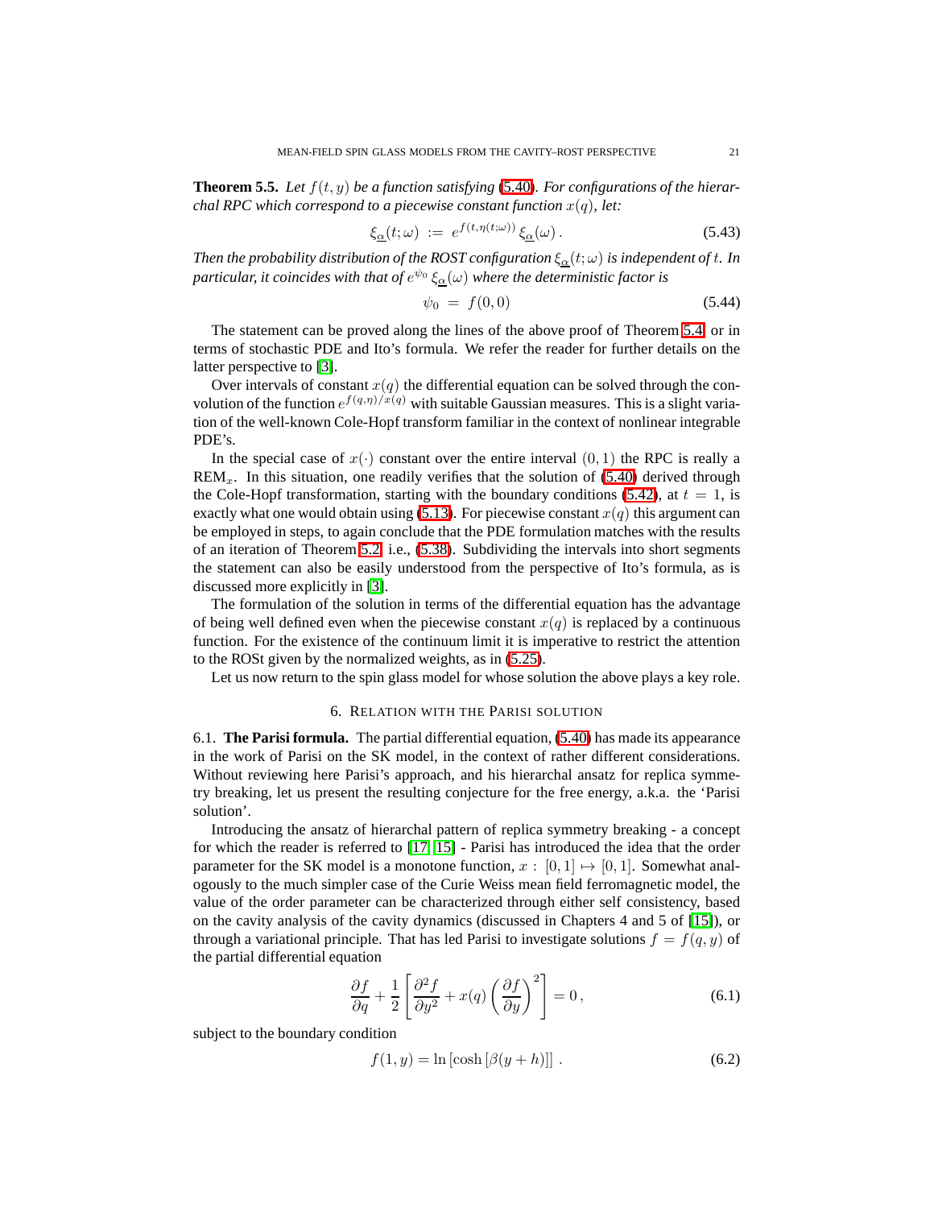**Theorem 5.5.** *Let $f(t,y)$ be a function satisfying (5.40). For configurations of the hierarchal RPC which correspond to a piecewise constant function $x(q)$, let:*

$$\xi_{\underline{\alpha}}(t;\omega) \; := \; e^{f(t,\eta(t;\omega))}\, \xi_{\underline{\alpha}}(\omega)\,. \tag{5.43}$$

*Then the probability distribution of the ROST configuration $\xi_{\underline{\alpha}}(t;\omega)$ is independent of $t$. In particular, it coincides with that of $e^{\psi_0}\, \xi_{\underline{\alpha}}(\omega)$ where the deterministic factor is*

$$\psi_0 \; = \; f(0,0) \tag{5.44}$$

The statement can be proved along the lines of the above proof of Theorem 5.4 or in terms of stochastic PDE and Ito's formula. We refer the reader for further details on the latter perspective to [3].

Over intervals of constant $x(q)$ the differential equation can be solved through the convolution of the function $e^{f(q,\eta)/x(q)}$ with suitable Gaussian measures. This is a slight variation of the well-known Cole-Hopf transform familiar in the context of nonlinear integrable PDE's.

In the special case of $x(\cdot)$ constant over the entire interval $(0,1)$ the RPC is really a REM$_x$. In this situation, one readily verifies that the solution of (5.40) derived through the Cole-Hopf transformation, starting with the boundary conditions (5.42), at $t = 1$, is exactly what one would obtain using (5.13). For piecewise constant $x(q)$ this argument can be employed in steps, to again conclude that the PDE formulation matches with the results of an iteration of Theorem 5.2, i.e., (5.38). Subdividing the intervals into short segments the statement can also be easily understood from the perspective of Ito's formula, as is discussed more explicitly in [3].

The formulation of the solution in terms of the differential equation has the advantage of being well defined even when the piecewise constant $x(q)$ is replaced by a continuous function. For the existence of the continuum limit it is imperative to restrict the attention to the ROSt given by the normalized weights, as in (5.25).

Let us now return to the spin glass model for whose solution the above plays a key role.

## 6. Relation with the Parisi solution

**6.1. The Parisi formula.** The partial differential equation, (5.40) has made its appearance in the work of Parisi on the SK model, in the context of rather different considerations. Without reviewing here Parisi's approach, and his hierarchal ansatz for replica symmetry breaking, let us present the resulting conjecture for the free energy, a.k.a. the 'Parisi solution'.

Introducing the ansatz of hierarchal pattern of replica symmetry breaking - a concept for which the reader is referred to [17, 15] - Parisi has introduced the idea that the order parameter for the SK model is a monotone function, $x : \, [0,1] \mapsto [0,1]$. Somewhat analogously to the much simpler case of the Curie Weiss mean field ferromagnetic model, the value of the order parameter can be characterized through either self consistency, based on the cavity analysis of the cavity dynamics (discussed in Chapters 4 and 5 of [15]), or through a variational principle. That has led Parisi to investigate solutions $f = f(q,y)$ of the partial differential equation

$$\frac{\partial f}{\partial q} + \frac{1}{2}\left[\frac{\partial^2 f}{\partial y^2} + x(q)\left(\frac{\partial f}{\partial y}\right)^2\right] = 0\,, \tag{6.1}$$

subject to the boundary condition

$$f(1,y) = \ln\left[\cosh\left[\beta(y+h)\right]\right]\,. \tag{6.2}$$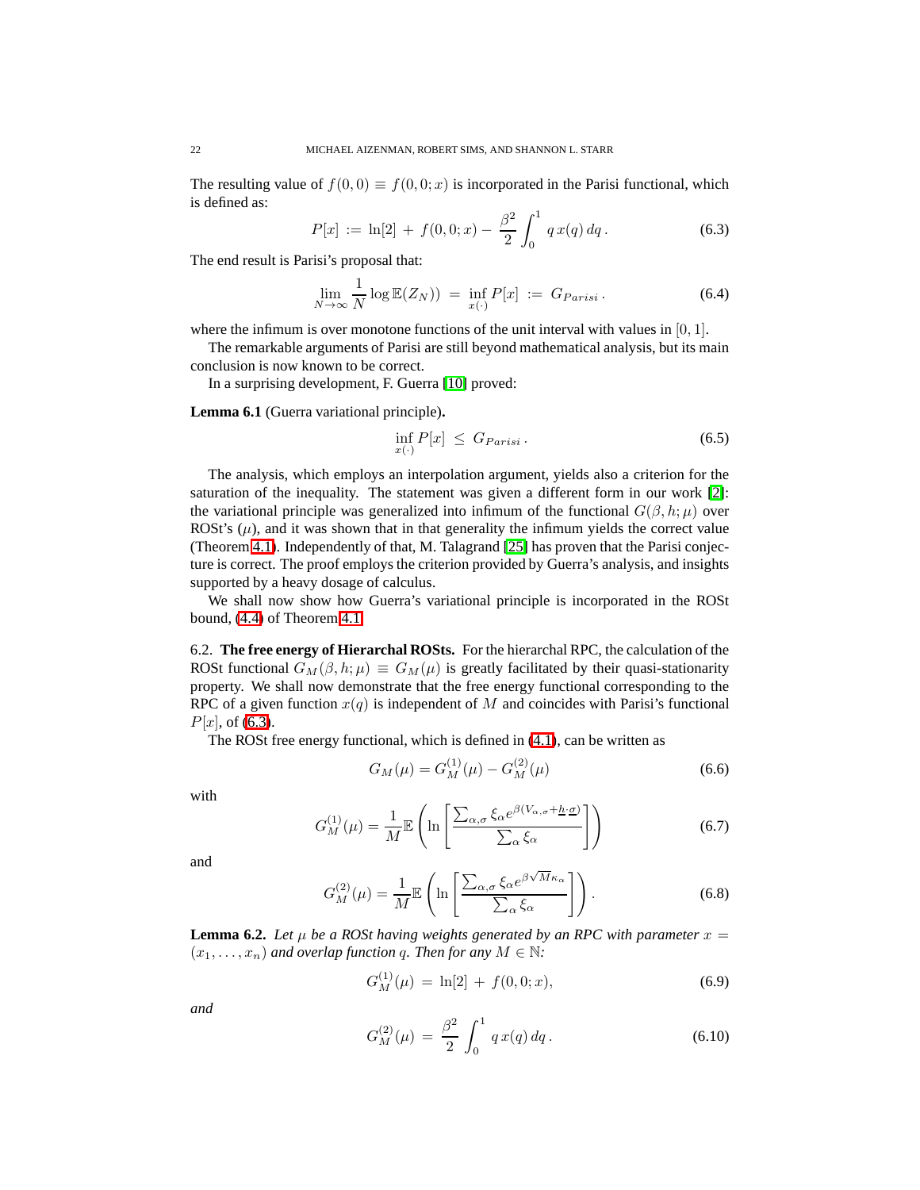The resulting value of $f(0,0) \equiv f(0,0;x)$ is incorporated in the Parisi functional, which is defined as:

$$P[x] := \ln[2] + f(0,0;x) - \frac{\beta^2}{2}\int_0^1 q\, x(q)\, dq\,. \tag{6.3}$$

The end result is Parisi's proposal that:

$$\lim_{N\to\infty} \frac{1}{N} \log \mathbb{E}(Z_N)) = \inf_{x(\cdot)} P[x] := G_{Parisi}\,. \tag{6.4}$$

where the infimum is over monotone functions of the unit interval with values in $[0,1]$.

The remarkable arguments of Parisi are still beyond mathematical analysis, but its main conclusion is now known to be correct.

In a surprising development, F. Guerra [10] proved:

**Lemma 6.1** (Guerra variational principle)**.**

$$\inf_{x(\cdot)} P[x] \le G_{Parisi}\,. \tag{6.5}$$

The analysis, which employs an interpolation argument, yields also a criterion for the saturation of the inequality. The statement was given a different form in our work [2]: the variational principle was generalized into infimum of the functional $G(\beta, h; \mu)$ over ROSt's ($\mu$), and it was shown that in that generality the infimum yields the correct value (Theorem 4.1). Independently of that, M. Talagrand [25] has proven that the Parisi conjecture is correct. The proof employs the criterion provided by Guerra's analysis, and insights supported by a heavy dosage of calculus.

We shall now show how Guerra's variational principle is incorporated in the ROSt bound, (4.4) of Theorem 4.1.

6.2. **The free energy of Hierarchal ROSts.** For the hierarchal RPC, the calculation of the ROSt functional $G_M(\beta, h; \mu) \equiv G_M(\mu)$ is greatly facilitated by their quasi-stationarity property. We shall now demonstrate that the free energy functional corresponding to the RPC of a given function $x(q)$ is independent of $M$ and coincides with Parisi's functional $P[x]$, of (6.3).

The ROSt free energy functional, which is defined in (4.1), can be written as

$$G_M(\mu) = G_M^{(1)}(\mu) - G_M^{(2)}(\mu) \tag{6.6}$$

with

$$G_M^{(1)}(\mu) = \frac{1}{M}\mathbb{E}\left( \ln\left[ \frac{\sum_{\alpha,\sigma} \xi_\alpha e^{\beta(V_{\alpha,\sigma} + \underline{h}\cdot\underline{\sigma})}}{\sum_\alpha \xi_\alpha} \right] \right) \tag{6.7}$$

and

$$G_M^{(2)}(\mu) = \frac{1}{M}\mathbb{E}\left( \ln\left[ \frac{\sum_{\alpha,\sigma} \xi_\alpha e^{\beta\sqrt{M}\kappa_\alpha}}{\sum_\alpha \xi_\alpha} \right] \right). \tag{6.8}$$

**Lemma 6.2.** *Let $\mu$ be a ROSt having weights generated by an RPC with parameter $x = (x_1, \ldots, x_n)$ and overlap function $q$. Then for any $M \in \mathbb{N}$:*

$$G_M^{(1)}(\mu) = \ln[2] + f(0,0;x), \tag{6.9}$$

*and*

$$G_M^{(2)}(\mu) = \frac{\beta^2}{2}\int_0^1 q\, x(q)\, dq\,. \tag{6.10}$$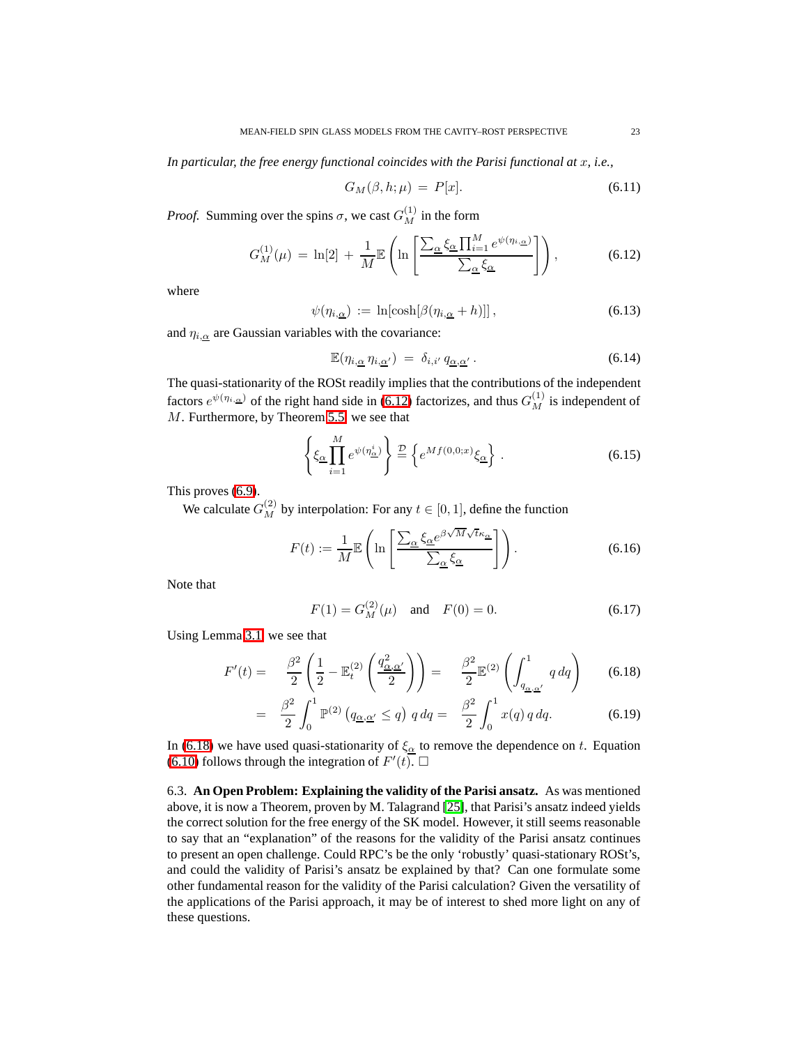*In particular, the free energy functional coincides with the Parisi functional at $x$, i.e.,*

$$G_M(\beta, h; \mu) \;=\; P[x]. \tag{6.11}$$

*Proof.* Summing over the spins $\sigma$, we cast $G_M^{(1)}$ in the form

$$G_M^{(1)}(\mu) \;=\; \ln[2] \;+\; \frac{1}{M}\mathbb{E}\left(\ln\left[\frac{\sum_{\underline{\alpha}} \xi_{\underline{\alpha}} \prod_{i=1}^{M} e^{\psi(\eta_{i,\underline{\alpha}})}}{\sum_{\underline{\alpha}} \xi_{\underline{\alpha}}}\right]\right), \tag{6.12}$$

where

$$\psi(\eta_{i,\underline{\alpha}}) \;:=\; \ln[\cosh[\beta(\eta_{i,\underline{\alpha}} + h)]]\,, \tag{6.13}$$

and $\eta_{i,\underline{\alpha}}$ are Gaussian variables with the covariance:

$$\mathbb{E}(\eta_{i,\underline{\alpha}}\, \eta_{i,\underline{\alpha}'}) \;=\; \delta_{i,i'}\, q_{\underline{\alpha},\underline{\alpha}'}\,. \tag{6.14}$$

The quasi-stationarity of the ROSt readily implies that the contributions of the independent factors $e^{\psi(\eta_{i,\underline{\alpha}})}$ of the right hand side in (6.12) factorizes, and thus $G_M^{(1)}$ is independent of $M$. Furthermore, by Theorem 5.5 we see that

$$\left\{\xi_{\underline{\alpha}} \prod_{i=1}^{M} e^{\psi(\eta^i_{\underline{\alpha}})}\right\} \stackrel{\mathcal{D}}{=} \left\{e^{Mf(0,0;x)}\xi_{\underline{\alpha}}\right\}\,. \tag{6.15}$$

This proves (6.9).

We calculate $G_M^{(2)}$ by interpolation: For any $t \in [0,1]$, define the function

$$F(t) := \frac{1}{M}\mathbb{E}\left(\ln\left[\frac{\sum_{\underline{\alpha}} \xi_{\underline{\alpha}} e^{\beta\sqrt{M}\sqrt{t}\kappa_{\underline{\alpha}}}}{\sum_{\underline{\alpha}} \xi_{\underline{\alpha}}}\right]\right). \tag{6.16}$$

Note that

$$F(1) = G_M^{(2)}(\mu) \quad \text{and} \quad F(0) = 0. \tag{6.17}$$

Using Lemma 3.1 we see that

$$F'(t) = \quad \frac{\beta^2}{2}\left(\frac{1}{2} - \mathbb{E}_t^{(2)}\left(\frac{q^2_{\underline{\alpha},\underline{\alpha}'}}{2}\right)\right) = \quad \frac{\beta^2}{2}\mathbb{E}^{(2)}\left(\int_{q_{\underline{\alpha},\underline{\alpha}'}}^{1} q\, dq\right) \tag{6.18}$$

$$= \quad \frac{\beta^2}{2}\int_0^1 \mathbb{P}^{(2)}\left(q_{\underline{\alpha},\underline{\alpha}'} \le q\right)\, q\, dq = \quad \frac{\beta^2}{2}\int_0^1 x(q)\, q\, dq. \tag{6.19}$$

In (6.18) we have used quasi-stationarity of $\xi_{\underline{\alpha}}$ to remove the dependence on $t$. Equation (6.10) follows through the integration of $F'(t)$. □

6.3. **An Open Problem: Explaining the validity of the Parisi ansatz.** As was mentioned above, it is now a Theorem, proven by M. Talagrand [25], that Parisi's ansatz indeed yields the correct solution for the free energy of the SK model. However, it still seems reasonable to say that an "explanation" of the reasons for the validity of the Parisi ansatz continues to present an open challenge. Could RPC's be the only 'robustly' quasi-stationary ROSt's, and could the validity of Parisi's ansatz be explained by that? Can one formulate some other fundamental reason for the validity of the Parisi calculation? Given the versatility of the applications of the Parisi approach, it may be of interest to shed more light on any of these questions.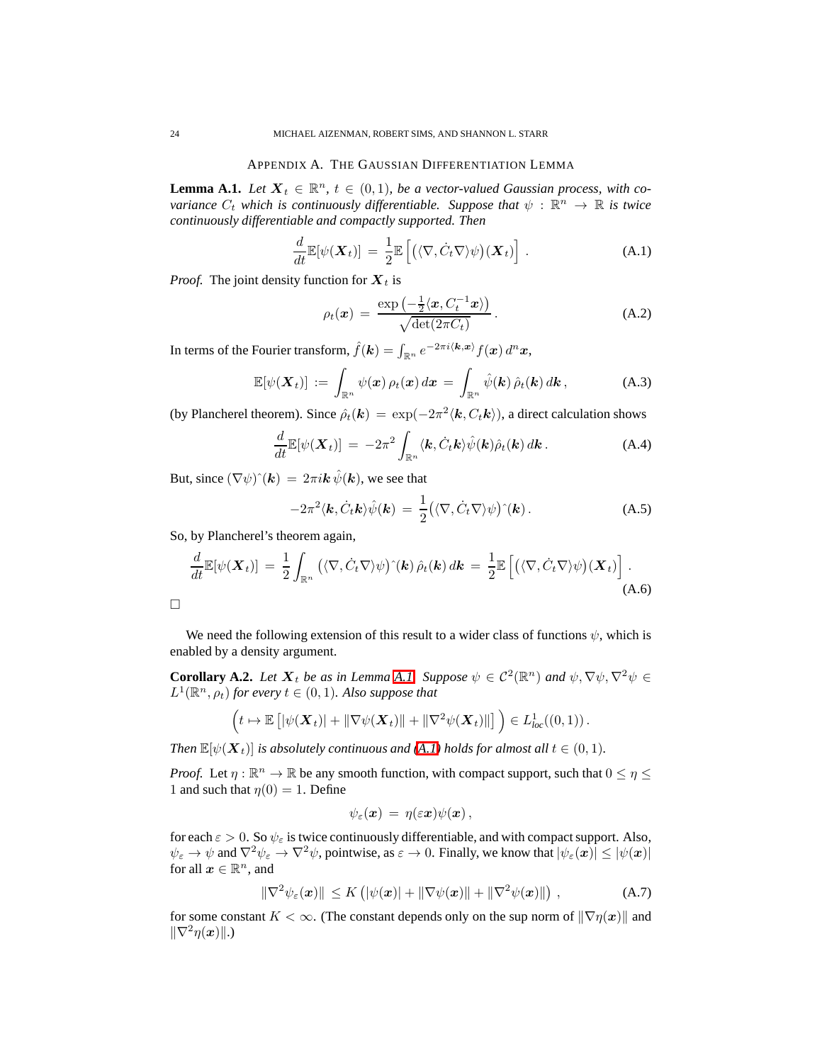## Appendix A. The Gaussian Differentiation Lemma

**Lemma A.1.** *Let $\boldsymbol{X}_t \in \mathbb{R}^n$, $t \in (0,1)$, be a vector-valued Gaussian process, with covariance $C_t$ which is continuously differentiable. Suppose that $\psi : \mathbb{R}^n \to \mathbb{R}$ is twice continuously differentiable and compactly supported. Then*

$$\frac{d}{dt}\mathbb{E}[\psi(\boldsymbol{X}_t)] = \frac{1}{2}\mathbb{E}\left[\left(\langle \nabla, \dot{C}_t \nabla\rangle \psi\right)(\boldsymbol{X}_t)\right] . \tag{A.1}$$

*Proof.* The joint density function for $\boldsymbol{X}_t$ is

$$\rho_t(\boldsymbol{x}) = \frac{\exp\left(-\frac{1}{2}\langle \boldsymbol{x}, C_t^{-1}\boldsymbol{x}\rangle\right)}{\sqrt{\det(2\pi C_t)}} . \tag{A.2}$$

In terms of the Fourier transform, $\hat{f}(\boldsymbol{k}) = \int_{\mathbb{R}^n} e^{-2\pi i \langle \boldsymbol{k}, \boldsymbol{x}\rangle} f(\boldsymbol{x})\, d^n\boldsymbol{x}$,

$$\mathbb{E}[\psi(\boldsymbol{X}_t)] := \int_{\mathbb{R}^n} \psi(\boldsymbol{x})\, \rho_t(\boldsymbol{x})\, d\boldsymbol{x} = \int_{\mathbb{R}^n} \hat{\psi}(\boldsymbol{k})\, \hat{\rho}_t(\boldsymbol{k})\, d\boldsymbol{k} , \tag{A.3}$$

(by Plancherel theorem). Since $\hat{\rho}_t(\boldsymbol{k}) = \exp(-2\pi^2 \langle \boldsymbol{k}, C_t \boldsymbol{k}\rangle)$, a direct calculation shows

$$\frac{d}{dt}\mathbb{E}[\psi(\boldsymbol{X}_t)] = -2\pi^2 \int_{\mathbb{R}^n} \langle \boldsymbol{k}, \dot{C}_t \boldsymbol{k}\rangle \hat{\psi}(\boldsymbol{k}) \hat{\rho}_t(\boldsymbol{k})\, d\boldsymbol{k} . \tag{A.4}$$

But, since $(\nabla\psi)\hat{\ }(\boldsymbol{k}) = 2\pi i \boldsymbol{k}\, \hat{\psi}(\boldsymbol{k})$, we see that

$$-2\pi^2 \langle \boldsymbol{k}, \dot{C}_t \boldsymbol{k}\rangle \hat{\psi}(\boldsymbol{k}) = \frac{1}{2}\left(\langle \nabla, \dot{C}_t \nabla\rangle \psi\right)\hat{\ }(\boldsymbol{k}) . \tag{A.5}$$

So, by Plancherel's theorem again,

$$\frac{d}{dt}\mathbb{E}[\psi(\boldsymbol{X}_t)] = \frac{1}{2}\int_{\mathbb{R}^n} \left(\langle \nabla, \dot{C}_t \nabla\rangle \psi\right)\hat{\ }(\boldsymbol{k})\, \hat{\rho}_t(\boldsymbol{k})\, d\boldsymbol{k} = \frac{1}{2}\mathbb{E}\left[\left(\langle \nabla, \dot{C}_t \nabla\rangle \psi\right)(\boldsymbol{X}_t)\right] . \tag{A.6}$$

□

We need the following extension of this result to a wider class of functions $\psi$, which is enabled by a density argument.

**Corollary A.2.** *Let $\boldsymbol{X}_t$ be as in Lemma A.1. Suppose $\psi \in \mathcal{C}^2(\mathbb{R}^n)$ and $\psi, \nabla\psi, \nabla^2\psi \in L^1(\mathbb{R}^n, \rho_t)$ for every $t \in (0,1)$. Also suppose that*

$$\left(t \mapsto \mathbb{E}\left[|\psi(\boldsymbol{X}_t)| + \|\nabla\psi(\boldsymbol{X}_t)\| + \|\nabla^2\psi(\boldsymbol{X}_t)\|\right]\right) \in L^1_{loc}((0,1)) .$$

*Then $\mathbb{E}[\psi(\boldsymbol{X}_t)]$ is absolutely continuous and (A.1) holds for almost all $t \in (0,1)$.*

*Proof.* Let $\eta : \mathbb{R}^n \to \mathbb{R}$ be any smooth function, with compact support, such that $0 \leq \eta \leq 1$ and such that $\eta(0) = 1$. Define

$$\psi_\varepsilon(\boldsymbol{x}) = \eta(\varepsilon \boldsymbol{x})\psi(\boldsymbol{x}) ,$$

for each $\varepsilon > 0$. So $\psi_\varepsilon$ is twice continuously differentiable, and with compact support. Also, $\psi_\varepsilon \to \psi$ and $\nabla^2\psi_\varepsilon \to \nabla^2\psi$, pointwise, as $\varepsilon \to 0$. Finally, we know that $|\psi_\varepsilon(\boldsymbol{x})| \leq |\psi(\boldsymbol{x})|$ for all $\boldsymbol{x} \in \mathbb{R}^n$, and

$$\|\nabla^2\psi_\varepsilon(\boldsymbol{x})\| \leq K\left(|\psi(\boldsymbol{x})| + \|\nabla\psi(\boldsymbol{x})\| + \|\nabla^2\psi(\boldsymbol{x})\|\right) , \tag{A.7}$$

for some constant $K < \infty$. (The constant depends only on the sup norm of $\|\nabla\eta(\boldsymbol{x})\|$ and $\|\nabla^2\eta(\boldsymbol{x})\|$.)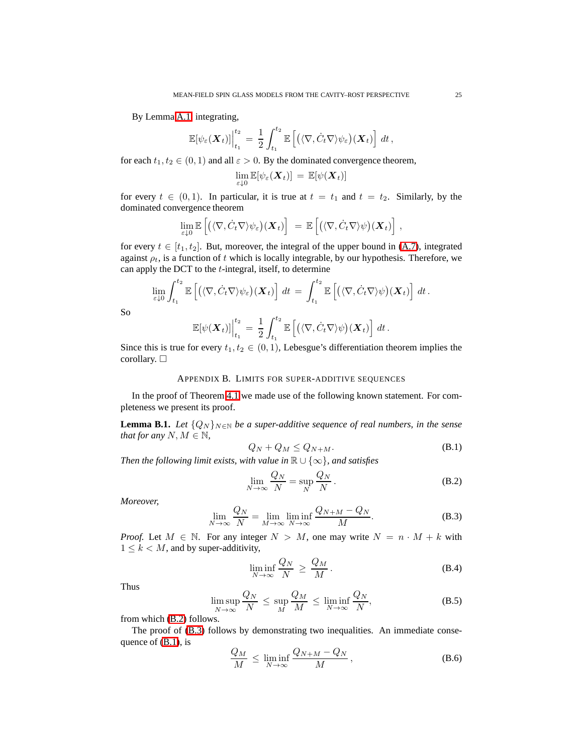By Lemma A.1, integrating,

$$\mathbb{E}[\psi_\varepsilon(\boldsymbol{X}_t)]\Big|_{t_1}^{t_2} = \frac{1}{2}\int_{t_1}^{t_2} \mathbb{E}\left[\left(\langle \nabla, \dot{C}_t \nabla\rangle \psi_\varepsilon\right)(\boldsymbol{X}_t)\right]\, dt\,,$$

for each $t_1, t_2 \in (0,1)$ and all $\varepsilon > 0$. By the dominated convergence theorem,

$$\lim_{\varepsilon \downarrow 0} \mathbb{E}[\psi_\varepsilon(\boldsymbol{X}_t)] = \mathbb{E}[\psi(\boldsymbol{X}_t)]$$

for every $t \in (0,1)$. In particular, it is true at $t = t_1$ and $t = t_2$. Similarly, by the dominated convergence theorem

$$\lim_{\varepsilon \downarrow 0} \mathbb{E}\left[\left(\langle \nabla, \dot{C}_t \nabla\rangle \psi_\varepsilon\right)(\boldsymbol{X}_t)\right] = \mathbb{E}\left[\left(\langle \nabla, \dot{C}_t \nabla\rangle \psi\right)(\boldsymbol{X}_t)\right]\,,$$

for every $t \in [t_1, t_2]$. But, moreover, the integral of the upper bound in (A.7), integrated against $\rho_t$, is a function of $t$ which is locally integrable, by our hypothesis. Therefore, we can apply the DCT to the $t$-integral, itself, to determine

$$\lim_{\varepsilon \downarrow 0} \int_{t_1}^{t_2} \mathbb{E}\left[\left(\langle \nabla, \dot{C}_t \nabla\rangle \psi_\varepsilon\right)(\boldsymbol{X}_t)\right]\, dt = \int_{t_1}^{t_2} \mathbb{E}\left[\left(\langle \nabla, \dot{C}_t \nabla\rangle \psi\right)(\boldsymbol{X}_t)\right]\, dt\,.$$

So

$$\mathbb{E}[\psi(\boldsymbol{X}_t)]\Big|_{t_1}^{t_2} = \frac{1}{2}\int_{t_1}^{t_2} \mathbb{E}\left[\left(\langle \nabla, \dot{C}_t \nabla\rangle \psi\right)(\boldsymbol{X}_t)\right]\, dt\,.$$

Since this is true for every $t_1, t_2 \in (0,1)$, Lebesgue's differentiation theorem implies the corollary. □

## Appendix B. Limits for super-additive sequences

In the proof of Theorem 4.1 we made use of the following known statement. For completeness we present its proof.

**Lemma B.1.** *Let $\{Q_N\}_{N\in\mathbb{N}}$ be a super-additive sequence of real numbers, in the sense that for any $N, M \in \mathbb{N}$,*

$$Q_N + Q_M \le Q_{N+M}. \tag{B.1}$$

*Then the following limit exists, with value in $\mathbb{R}\cup\{\infty\}$, and satisfies*

$$\lim_{N\to\infty} \frac{Q_N}{N} = \sup_N \frac{Q_N}{N}\,. \tag{B.2}$$

*Moreover,*

$$\lim_{N\to\infty} \frac{Q_N}{N} = \lim_{M\to\infty} \liminf_{N\to\infty} \frac{Q_{N+M} - Q_N}{M}. \tag{B.3}$$

*Proof.* Let $M \in \mathbb{N}$. For any integer $N > M$, one may write $N = n \cdot M + k$ with $1 \le k < M$, and by super-additivity,

$$\liminf_{N\to\infty} \frac{Q_N}{N} \ge \frac{Q_M}{M}\,. \tag{B.4}$$

Thus

$$\limsup_{N\to\infty} \frac{Q_N}{N} \le \sup_M \frac{Q_M}{M} \le \liminf_{N\to\infty} \frac{Q_N}{N}, \tag{B.5}$$

from which (B.2) follows.

The proof of (B.3) follows by demonstrating two inequalities. An immediate consequence of (B.1), is

$$\frac{Q_M}{M} \le \liminf_{N\to\infty} \frac{Q_{N+M} - Q_N}{M}\,, \tag{B.6}$$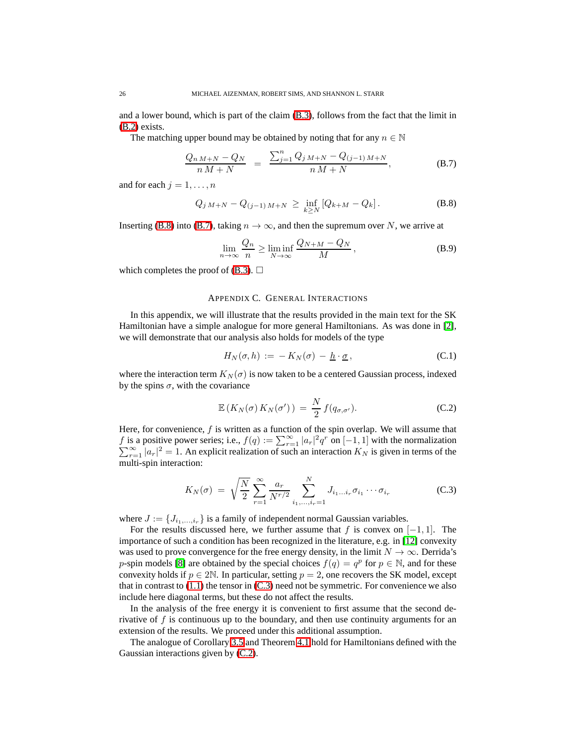and a lower bound, which is part of the claim (B.3), follows from the fact that the limit in (B.2) exists.

The matching upper bound may be obtained by noting that for any $n \in \mathbb{N}$

$$\frac{Q_{n\,M+N} - Q_N}{n\,M+N} \;=\; \frac{\sum_{j=1}^{n} Q_{j\,M+N} - Q_{(j-1)\,M+N}}{n\,M+N}, \tag{B.7}$$

and for each $j = 1, \ldots, n$

$$Q_{j\,M+N} - Q_{(j-1)\,M+N} \;\geq\; \inf_{k \geq N} \left[ Q_{k+M} - Q_k \right]. \tag{B.8}$$

Inserting (B.8) into (B.7), taking $n \to \infty$, and then the supremum over $N$, we arrive at

$$\lim_{n\to\infty} \frac{Q_n}{n} \geq \liminf_{N\to\infty} \frac{Q_{N+M} - Q_N}{M}, \tag{B.9}$$

which completes the proof of (B.3). $\square$

## Appendix C. General Interactions

In this appendix, we will illustrate that the results provided in the main text for the SK Hamiltonian have a simple analogue for more general Hamiltonians. As was done in [2], we will demonstrate that our analysis also holds for models of the type

$$H_N(\sigma, h) \;:=\; -\,K_N(\sigma) \;-\; \underline{h} \cdot \underline{\sigma}, \tag{C.1}$$

where the interaction term $K_N(\sigma)$ is now taken to be a centered Gaussian process, indexed by the spins $\sigma$, with the covariance

$$\mathbb{E}\left( K_N(\sigma)\, K_N(\sigma') \right) \;=\; \frac{N}{2}\, f(q_{\sigma,\sigma'}). \tag{C.2}$$

Here, for convenience, $f$ is written as a function of the spin overlap. We will assume that $f$ is a positive power series; i.e., $f(q) := \sum_{r=1}^{\infty} |a_r|^2 q^r$ on $[-1,1]$ with the normalization $\sum_{r=1}^{\infty} |a_r|^2 = 1$. An explicit realization of such an interaction $K_N$ is given in terms of the multi-spin interaction:

$$K_N(\sigma) \;=\; \sqrt{\frac{N}{2}} \sum_{r=1}^{\infty} \frac{a_r}{N^{r/2}} \sum_{i_1,\ldots,i_r=1}^{N} J_{i_1\ldots i_r} \sigma_{i_1} \cdots \sigma_{i_r} \tag{C.3}$$

where $J := \{J_{i_1,\ldots,i_r}\}$ is a family of independent normal Gaussian variables.

For the results discussed here, we further assume that $f$ is convex on $[-1,1]$. The importance of such a condition has been recognized in the literature, e.g. in [12] convexity was used to prove convergence for the free energy density, in the limit $N \to \infty$. Derrida's $p$-spin models [8] are obtained by the special choices $f(q) = q^p$ for $p \in \mathbb{N}$, and for these convexity holds if $p \in 2\mathbb{N}$. In particular, setting $p = 2$, one recovers the SK model, except that in contrast to (1.1) the tensor in (C.3) need not be symmetric. For convenience we also include here diagonal terms, but these do not affect the results.

In the analysis of the free energy it is convenient to first assume that the second derivative of $f$ is continuous up to the boundary, and then use continuity arguments for an extension of the results. We proceed under this additional assumption.

The analogue of Corollary 3.5 and Theorem 4.1 hold for Hamiltonians defined with the Gaussian interactions given by (C.2).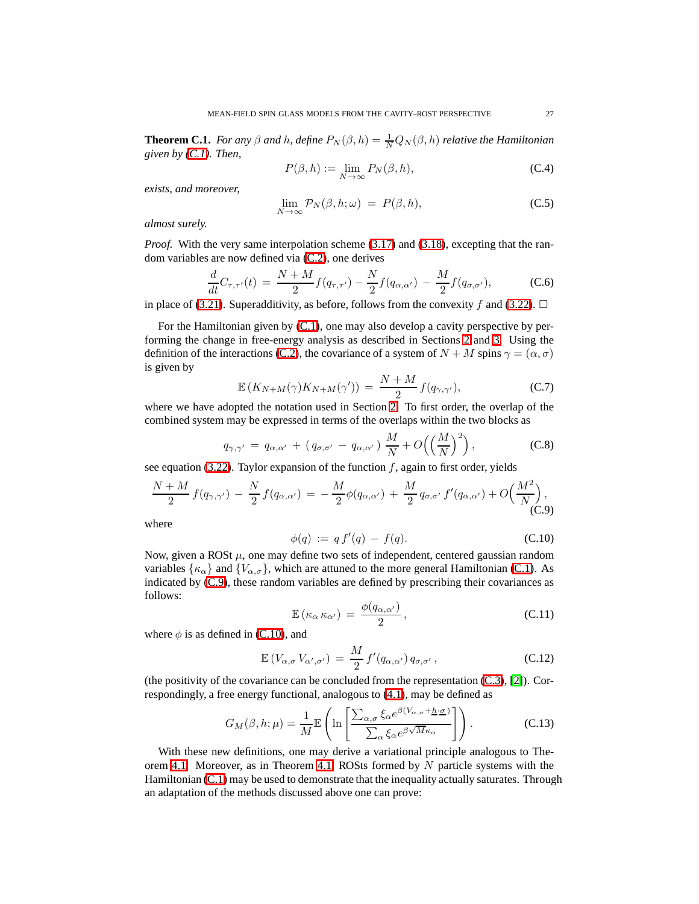**Theorem C.1.** *For any $\beta$ and $h$, define $P_N(\beta, h) = \frac{1}{N} Q_N(\beta, h)$ relative the Hamiltonian given by (C.1). Then,*

$$P(\beta, h) := \lim_{N \to \infty} P_N(\beta, h), \tag{C.4}$$

*exists, and moreover,*

$$\lim_{N \to \infty} \mathcal{P}_N(\beta, h; \omega) \;=\; P(\beta, h), \tag{C.5}$$

*almost surely.*

*Proof.* With the very same interpolation scheme (3.17) and (3.18), excepting that the random variables are now defined via (C.2), one derives

$$\frac{d}{dt} C_{\tau,\tau'}(t) \;=\; \frac{N+M}{2} f(q_{\tau,\tau'}) - \frac{N}{2} f(q_{\alpha,\alpha'}) \;-\; \frac{M}{2} f(q_{\sigma,\sigma'}), \tag{C.6}$$

in place of (3.21). Superadditivity, as before, follows from the convexity $f$ and (3.22). □

For the Hamiltonian given by (C.1), one may also develop a cavity perspective by performing the change in free-energy analysis as described in Sections 2 and 3. Using the definition of the interactions (C.2), the covariance of a system of $N+M$ spins $\gamma = (\alpha, \sigma)$ is given by

$$\mathbb{E}\left(K_{N+M}(\gamma) K_{N+M}(\gamma')\right) \;=\; \frac{N+M}{2}\, f(q_{\gamma,\gamma'}), \tag{C.7}$$

where we have adopted the notation used in Section 2. To first order, the overlap of the combined system may be expressed in terms of the overlaps within the two blocks as

$$q_{\gamma,\gamma'} \;=\; q_{\alpha,\alpha'} \;+\; (\, q_{\sigma,\sigma'} \;-\; q_{\alpha,\alpha'}\,)\; \frac{M}{N} + O\Big( \Big(\frac{M}{N}\Big)^2 \Big)\,, \tag{C.8}$$

see equation (3.22). Taylor expansion of the function $f$, again to first order, yields

$$\frac{N+M}{2}\, f(q_{\gamma,\gamma'}) \;-\; \frac{N}{2}\, f(q_{\alpha,\alpha'}) \;=\; -\frac{M}{2}\phi(q_{\alpha,\alpha'}) \;+\; \frac{M}{2}\, q_{\sigma,\sigma'}\, f'(q_{\alpha,\alpha'}) + O\Big(\frac{M^2}{N}\Big)\,, \tag{C.9}$$

where

$$\phi(q) \;:=\; q\, f'(q) \;-\; f(q). \tag{C.10}$$

Now, given a ROSt $\mu$, one may define two sets of independent, centered gaussian random variables $\{\kappa_\alpha\}$ and $\{V_{\alpha,\sigma}\}$, which are attuned to the more general Hamiltonian (C.1). As indicated by (C.9), these random variables are defined by prescribing their covariances as follows:

$$\mathbb{E}\left(\kappa_\alpha\, \kappa_{\alpha'}\right) \;=\; \frac{\phi(q_{\alpha,\alpha'})}{2}\,, \tag{C.11}$$

where $\phi$ is as defined in (C.10), and

$$\mathbb{E}\left(V_{\alpha,\sigma}\, V_{\alpha',\sigma'}\right) \;=\; \frac{M}{2}\, f'(q_{\alpha,\alpha'})\, q_{\sigma,\sigma'}\,, \tag{C.12}$$

(the positivity of the covariance can be concluded from the representation (C.3), [2]). Correspondingly, a free energy functional, analogous to (4.1), may be defined as

$$G_M(\beta, h; \mu) = \frac{1}{M} \mathbb{E}\left( \ln\left[ \frac{\sum_{\alpha,\sigma} \xi_\alpha e^{\beta(V_{\alpha,\sigma} + \underline{h}\cdot\underline{\sigma})}}{\sum_\alpha \xi_\alpha e^{\beta\sqrt{M}\kappa_\alpha}} \right] \right). \tag{C.13}$$

With these new definitions, one may derive a variational principle analogous to Theorem 4.1. Moreover, as in Theorem 4.1, ROSts formed by $N$ particle systems with the Hamiltonian (C.1) may be used to demonstrate that the inequality actually saturates. Through an adaptation of the methods discussed above one can prove: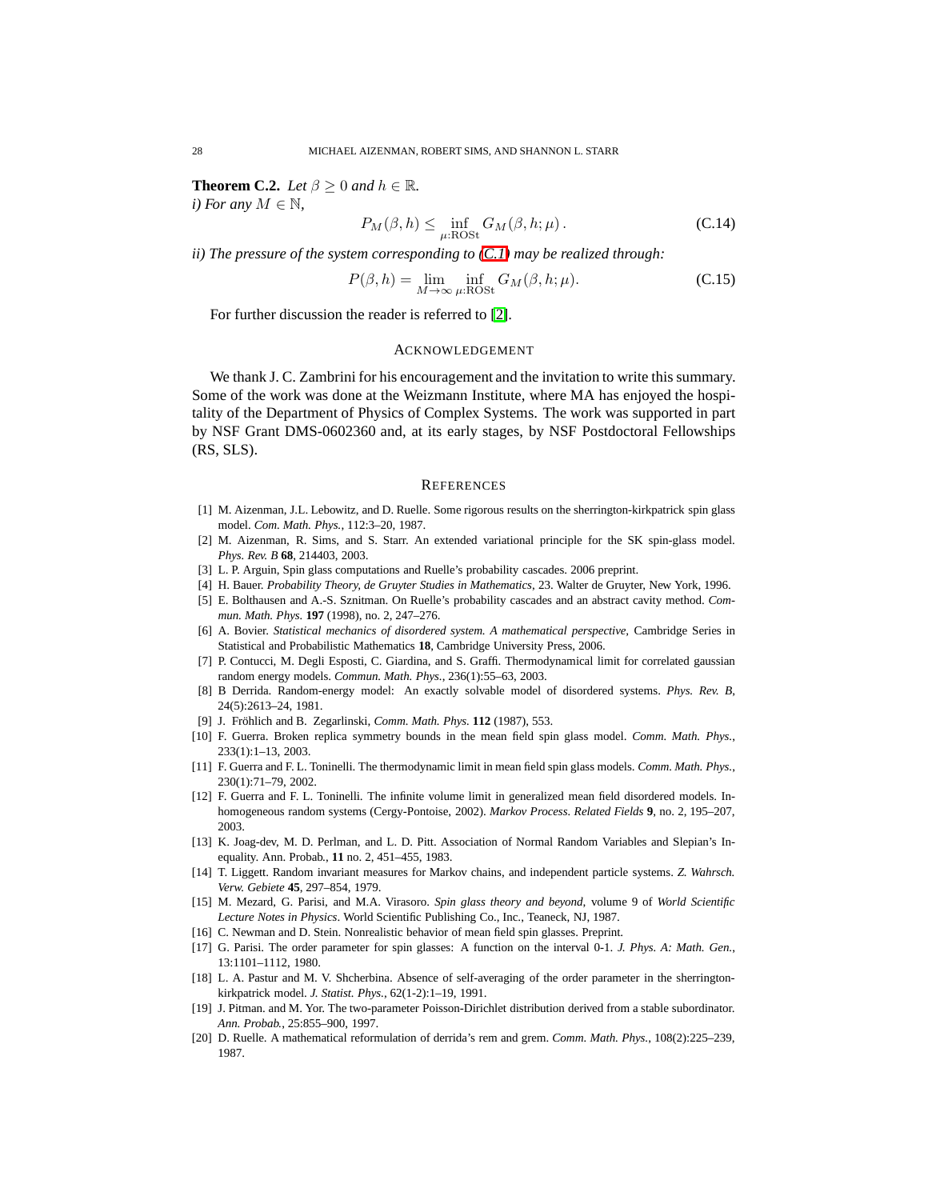**Theorem C.2.** *Let $\beta \geq 0$ and $h \in \mathbb{R}$.*
*i) For any $M \in \mathbb{N}$,*

$$P_M(\beta, h) \leq \inf_{\mu:\mathrm{ROSt}} G_M(\beta, h; \mu)\,. \tag{C.14}$$

*ii) The pressure of the system corresponding to (C.1) may be realized through:*

$$P(\beta, h) = \lim_{M\to\infty} \inf_{\mu:\mathrm{ROSt}} G_M(\beta, h; \mu). \tag{C.15}$$

For further discussion the reader is referred to [2].

## Acknowledgement

We thank J. C. Zambrini for his encouragement and the invitation to write this summary. Some of the work was done at the Weizmann Institute, where MA has enjoyed the hospitality of the Department of Physics of Complex Systems. The work was supported in part by NSF Grant DMS-0602360 and, at its early stages, by NSF Postdoctoral Fellowships (RS, SLS).

## References

[1] M. Aizenman, J.L. Lebowitz, and D. Ruelle. Some rigorous results on the sherrington-kirkpatrick spin glass model. *Com. Math. Phys.*, 112:3–20, 1987.

[2] M. Aizenman, R. Sims, and S. Starr. An extended variational principle for the SK spin-glass model. *Phys. Rev. B* **68**, 214403, 2003.

[3] L. P. Arguin, Spin glass computations and Ruelle's probability cascades. 2006 preprint.

[4] H. Bauer. *Probability Theory, de Gruyter Studies in Mathematics*, 23. Walter de Gruyter, New York, 1996.

[5] E. Bolthausen and A.-S. Sznitman. On Ruelle's probability cascades and an abstract cavity method. *Commun. Math. Phys.* **197** (1998), no. 2, 247–276.

[6] A. Bovier. *Statistical mechanics of disordered system. A mathematical perspective*, Cambridge Series in Statistical and Probabilistic Mathematics **18**, Cambridge University Press, 2006.

[7] P. Contucci, M. Degli Esposti, C. Giardina, and S. Graffi. Thermodynamical limit for correlated gaussian random energy models. *Commun. Math. Phys.*, 236(1):55–63, 2003.

[8] B Derrida. Random-energy model: An exactly solvable model of disordered systems. *Phys. Rev. B*, 24(5):2613–24, 1981.

[9] J. Fröhlich and B. Zegarlinski, *Comm. Math. Phys.* **112** (1987), 553.

[10] F. Guerra. Broken replica symmetry bounds in the mean field spin glass model. *Comm. Math. Phys.*, 233(1):1–13, 2003.

[11] F. Guerra and F. L. Toninelli. The thermodynamic limit in mean field spin glass models. *Comm. Math. Phys.*, 230(1):71–79, 2002.

[12] F. Guerra and F. L. Toninelli. The infinite volume limit in generalized mean field disordered models. Inhomogeneous random systems (Cergy-Pontoise, 2002). *Markov Process. Related Fields* **9**, no. 2, 195–207, 2003.

[13] K. Joag-dev, M. D. Perlman, and L. D. Pitt. Association of Normal Random Variables and Slepian's Inequality. Ann. Probab., **11** no. 2, 451–455, 1983.

[14] T. Liggett. Random invariant measures for Markov chains, and independent particle systems. *Z. Wahrsch. Verw. Gebiete* **45**, 297–854, 1979.

[15] M. Mezard, G. Parisi, and M.A. Virasoro. *Spin glass theory and beyond*, volume 9 of *World Scientific Lecture Notes in Physics*. World Scientific Publishing Co., Inc., Teaneck, NJ, 1987.

[16] C. Newman and D. Stein. Nonrealistic behavior of mean field spin glasses. Preprint.

[17] G. Parisi. The order parameter for spin glasses: A function on the interval 0-1. *J. Phys. A: Math. Gen.*, 13:1101–1112, 1980.

[18] L. A. Pastur and M. V. Shcherbina. Absence of self-averaging of the order parameter in the sherrington-kirkpatrick model. *J. Statist. Phys.*, 62(1-2):1–19, 1991.

[19] J. Pitman. and M. Yor. The two-parameter Poisson-Dirichlet distribution derived from a stable subordinator. *Ann. Probab.*, 25:855–900, 1997.

[20] D. Ruelle. A mathematical reformulation of derrida's rem and grem. *Comm. Math. Phys.*, 108(2):225–239, 1987.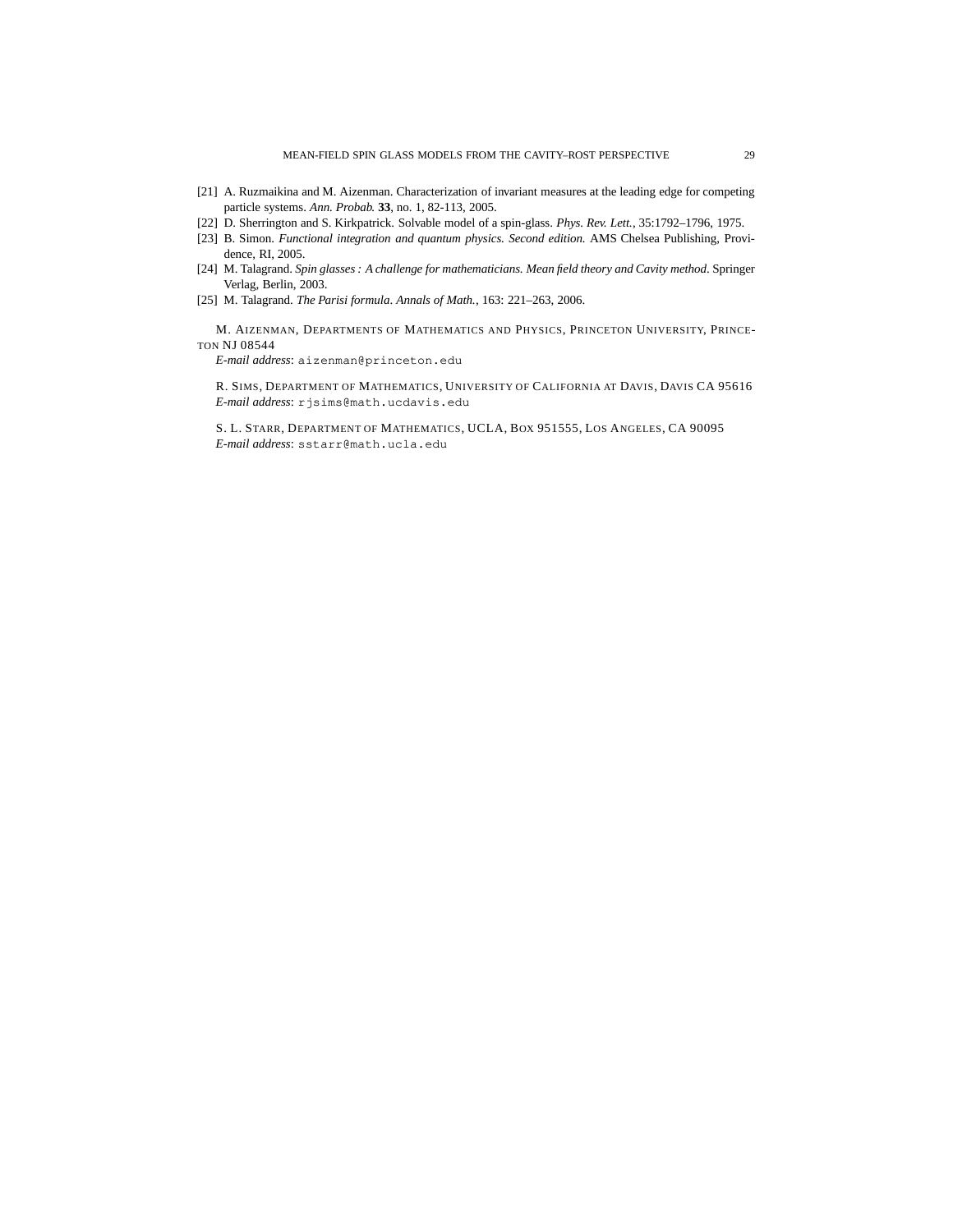[21] A. Ruzmaikina and M. Aizenman. Characterization of invariant measures at the leading edge for competing particle systems. *Ann. Probab.* **33**, no. 1, 82-113, 2005.

[22] D. Sherrington and S. Kirkpatrick. Solvable model of a spin-glass. *Phys. Rev. Lett.*, 35:1792–1796, 1975.

[23] B. Simon. *Functional integration and quantum physics. Second edition.* AMS Chelsea Publishing, Providence, RI, 2005.

[24] M. Talagrand. *Spin glasses : A challenge for mathematicians. Mean field theory and Cavity method*. Springer Verlag, Berlin, 2003.

[25] M. Talagrand. *The Parisi formula*. *Annals of Math.*, 163: 221–263, 2006.

M. Aizenman, Departments of Mathematics and Physics, Princeton University, Princeton NJ 08544
*E-mail address*: aizenman@princeton.edu

R. Sims, Department of Mathematics, University of California at Davis, Davis CA 95616
*E-mail address*: rjsims@math.ucdavis.edu

S. L. Starr, Department of Mathematics, UCLA, Box 951555, Los Angeles, CA 90095
*E-mail address*: sstarr@math.ucla.edu